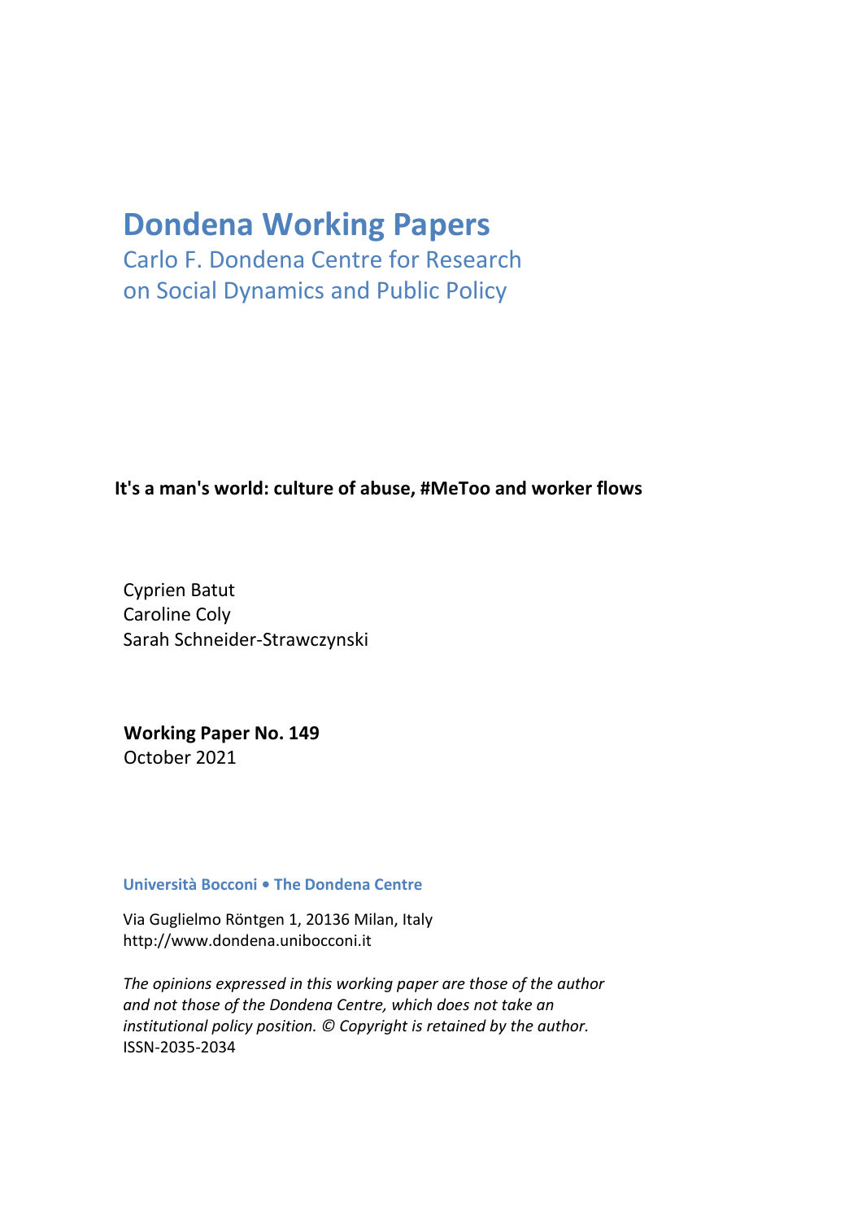# Dondena Working Papers

Carlo F. Dondena Centre for Research on Social Dynamics and Public Policy

**It's a man's world: culture of abuse, #MeToo and worker flows**

Cyprien Batut
Caroline Coly
Sarah Schneider-Strawczynski

**Working Paper No. 149**
October 2021

**Università Bocconi • The Dondena Centre**

Via Guglielmo Röntgen 1, 20136 Milan, Italy
http://www.dondena.unibocconi.it

*The opinions expressed in this working paper are those of the author and not those of the Dondena Centre, which does not take an institutional policy position. © Copyright is retained by the author.*
ISSN-2035-2034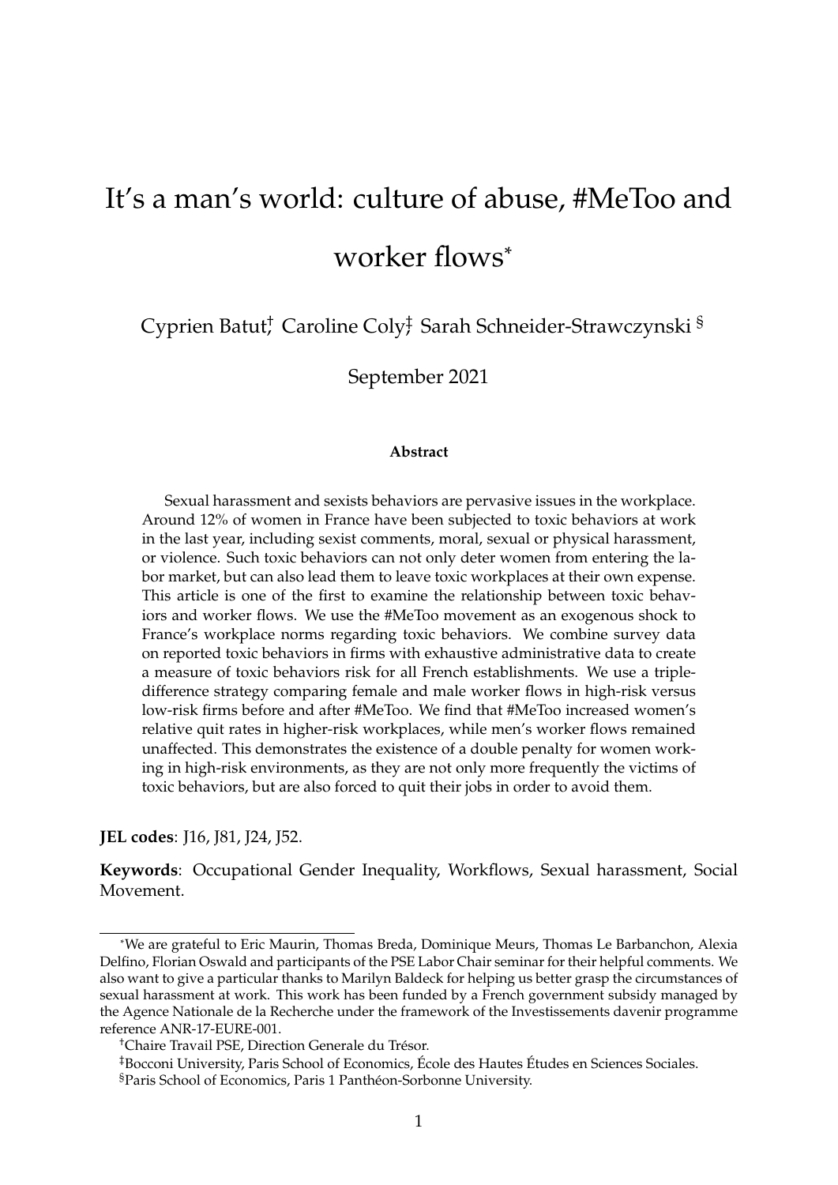# It's a man's world: culture of abuse, #MeToo and worker flows*

Cyprien Batut[†], Caroline Coly[‡], Sarah Schneider-Strawczynski [§]

September 2021

**Abstract**

Sexual harassment and sexists behaviors are pervasive issues in the workplace. Around 12% of women in France have been subjected to toxic behaviors at work in the last year, including sexist comments, moral, sexual or physical harassment, or violence. Such toxic behaviors can not only deter women from entering the labor market, but can also lead them to leave toxic workplaces at their own expense. This article is one of the first to examine the relationship between toxic behaviors and worker flows. We use the #MeToo movement as an exogenous shock to France's workplace norms regarding toxic behaviors. We combine survey data on reported toxic behaviors in firms with exhaustive administrative data to create a measure of toxic behaviors risk for all French establishments. We use a triple-difference strategy comparing female and male worker flows in high-risk versus low-risk firms before and after #MeToo. We find that #MeToo increased women's relative quit rates in higher-risk workplaces, while men's worker flows remained unaffected. This demonstrates the existence of a double penalty for women working in high-risk environments, as they are not only more frequently the victims of toxic behaviors, but are also forced to quit their jobs in order to avoid them.

**JEL codes**: J16, J81, J24, J52.

**Keywords**: Occupational Gender Inequality, Workflows, Sexual harassment, Social Movement.

---

*We are grateful to Eric Maurin, Thomas Breda, Dominique Meurs, Thomas Le Barbanchon, Alexia Delfino, Florian Oswald and participants of the PSE Labor Chair seminar for their helpful comments. We also want to give a particular thanks to Marilyn Baldeck for helping us better grasp the circumstances of sexual harassment at work. This work has been funded by a French government subsidy managed by the Agence Nationale de la Recherche under the framework of the Investissements davenir programme reference ANR-17-EURE-001.

[†]Chaire Travail PSE, Direction Generale du Trésor.

[‡]Bocconi University, Paris School of Economics, École des Hautes Études en Sciences Sociales.

[§]Paris School of Economics, Paris 1 Panthéon-Sorbonne University.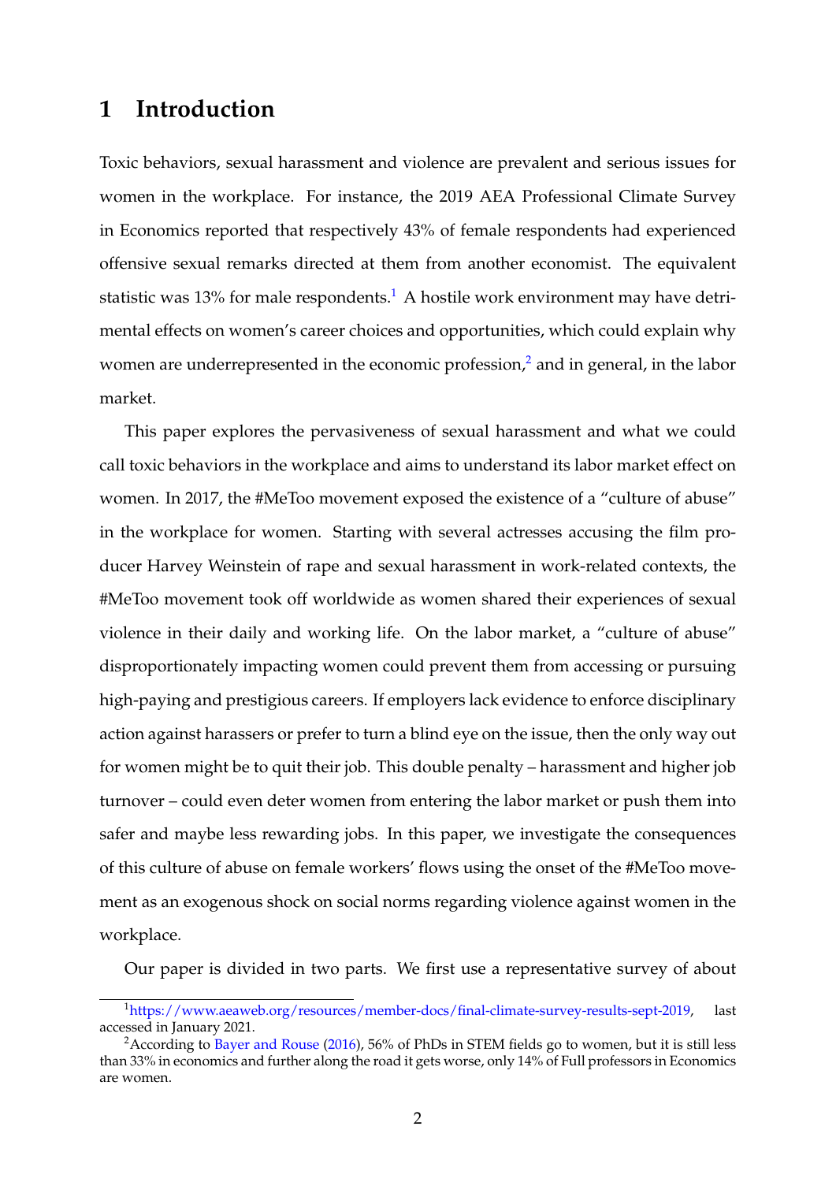# 1 Introduction

Toxic behaviors, sexual harassment and violence are prevalent and serious issues for women in the workplace. For instance, the 2019 AEA Professional Climate Survey in Economics reported that respectively 43% of female respondents had experienced offensive sexual remarks directed at them from another economist. The equivalent statistic was 13% for male respondents.[1] A hostile work environment may have detrimental effects on women's career choices and opportunities, which could explain why women are underrepresented in the economic profession,[2] and in general, in the labor market.

This paper explores the pervasiveness of sexual harassment and what we could call toxic behaviors in the workplace and aims to understand its labor market effect on women. In 2017, the #MeToo movement exposed the existence of a "culture of abuse" in the workplace for women. Starting with several actresses accusing the film producer Harvey Weinstein of rape and sexual harassment in work-related contexts, the #MeToo movement took off worldwide as women shared their experiences of sexual violence in their daily and working life. On the labor market, a "culture of abuse" disproportionately impacting women could prevent them from accessing or pursuing high-paying and prestigious careers. If employers lack evidence to enforce disciplinary action against harassers or prefer to turn a blind eye on the issue, then the only way out for women might be to quit their job. This double penalty – harassment and higher job turnover – could even deter women from entering the labor market or push them into safer and maybe less rewarding jobs. In this paper, we investigate the consequences of this culture of abuse on female workers' flows using the onset of the #MeToo movement as an exogenous shock on social norms regarding violence against women in the workplace.

Our paper is divided in two parts. We first use a representative survey of about

[1] https://www.aeaweb.org/resources/member-docs/final-climate-survey-results-sept-2019, last accessed in January 2021.

[2] According to Bayer and Rouse (2016), 56% of PhDs in STEM fields go to women, but it is still less than 33% in economics and further along the road it gets worse, only 14% of Full professors in Economics are women.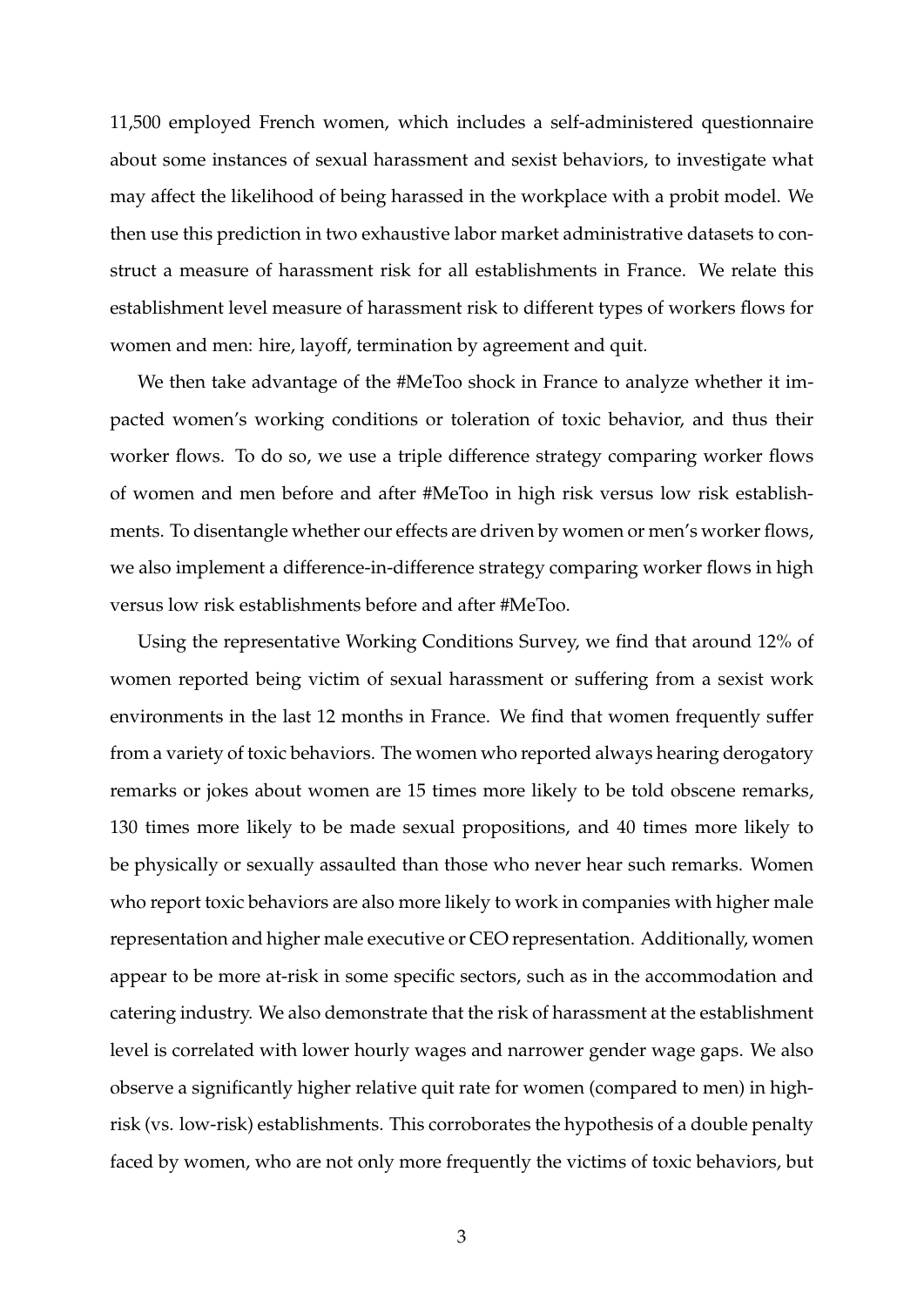11,500 employed French women, which includes a self-administered questionnaire about some instances of sexual harassment and sexist behaviors, to investigate what may affect the likelihood of being harassed in the workplace with a probit model. We then use this prediction in two exhaustive labor market administrative datasets to construct a measure of harassment risk for all establishments in France. We relate this establishment level measure of harassment risk to different types of workers flows for women and men: hire, layoff, termination by agreement and quit.

We then take advantage of the #MeToo shock in France to analyze whether it impacted women's working conditions or toleration of toxic behavior, and thus their worker flows. To do so, we use a triple difference strategy comparing worker flows of women and men before and after #MeToo in high risk versus low risk establishments. To disentangle whether our effects are driven by women or men's worker flows, we also implement a difference-in-difference strategy comparing worker flows in high versus low risk establishments before and after #MeToo.

Using the representative Working Conditions Survey, we find that around 12% of women reported being victim of sexual harassment or suffering from a sexist work environments in the last 12 months in France. We find that women frequently suffer from a variety of toxic behaviors. The women who reported always hearing derogatory remarks or jokes about women are 15 times more likely to be told obscene remarks, 130 times more likely to be made sexual propositions, and 40 times more likely to be physically or sexually assaulted than those who never hear such remarks. Women who report toxic behaviors are also more likely to work in companies with higher male representation and higher male executive or CEO representation. Additionally, women appear to be more at-risk in some specific sectors, such as in the accommodation and catering industry. We also demonstrate that the risk of harassment at the establishment level is correlated with lower hourly wages and narrower gender wage gaps. We also observe a significantly higher relative quit rate for women (compared to men) in high-risk (vs. low-risk) establishments. This corroborates the hypothesis of a double penalty faced by women, who are not only more frequently the victims of toxic behaviors, but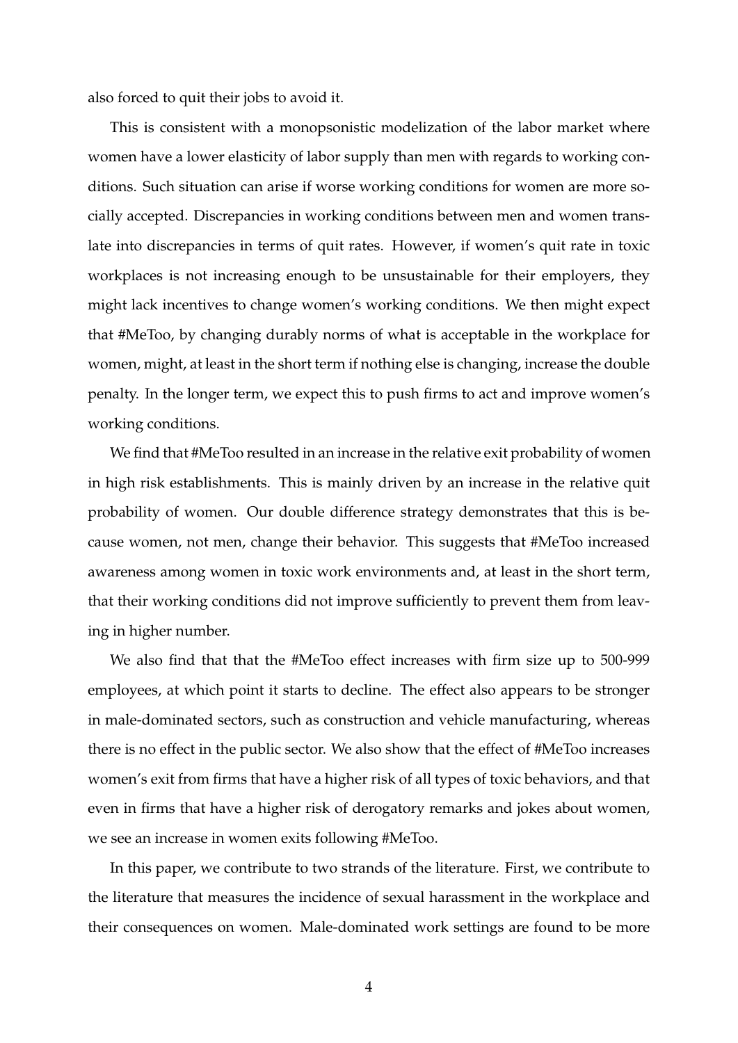also forced to quit their jobs to avoid it.

This is consistent with a monopsonistic modelization of the labor market where women have a lower elasticity of labor supply than men with regards to working conditions. Such situation can arise if worse working conditions for women are more socially accepted. Discrepancies in working conditions between men and women translate into discrepancies in terms of quit rates. However, if women's quit rate in toxic workplaces is not increasing enough to be unsustainable for their employers, they might lack incentives to change women's working conditions. We then might expect that #MeToo, by changing durably norms of what is acceptable in the workplace for women, might, at least in the short term if nothing else is changing, increase the double penalty. In the longer term, we expect this to push firms to act and improve women's working conditions.

We find that #MeToo resulted in an increase in the relative exit probability of women in high risk establishments. This is mainly driven by an increase in the relative quit probability of women. Our double difference strategy demonstrates that this is because women, not men, change their behavior. This suggests that #MeToo increased awareness among women in toxic work environments and, at least in the short term, that their working conditions did not improve sufficiently to prevent them from leaving in higher number.

We also find that that the #MeToo effect increases with firm size up to 500-999 employees, at which point it starts to decline. The effect also appears to be stronger in male-dominated sectors, such as construction and vehicle manufacturing, whereas there is no effect in the public sector. We also show that the effect of #MeToo increases women's exit from firms that have a higher risk of all types of toxic behaviors, and that even in firms that have a higher risk of derogatory remarks and jokes about women, we see an increase in women exits following #MeToo.

In this paper, we contribute to two strands of the literature. First, we contribute to the literature that measures the incidence of sexual harassment in the workplace and their consequences on women. Male-dominated work settings are found to be more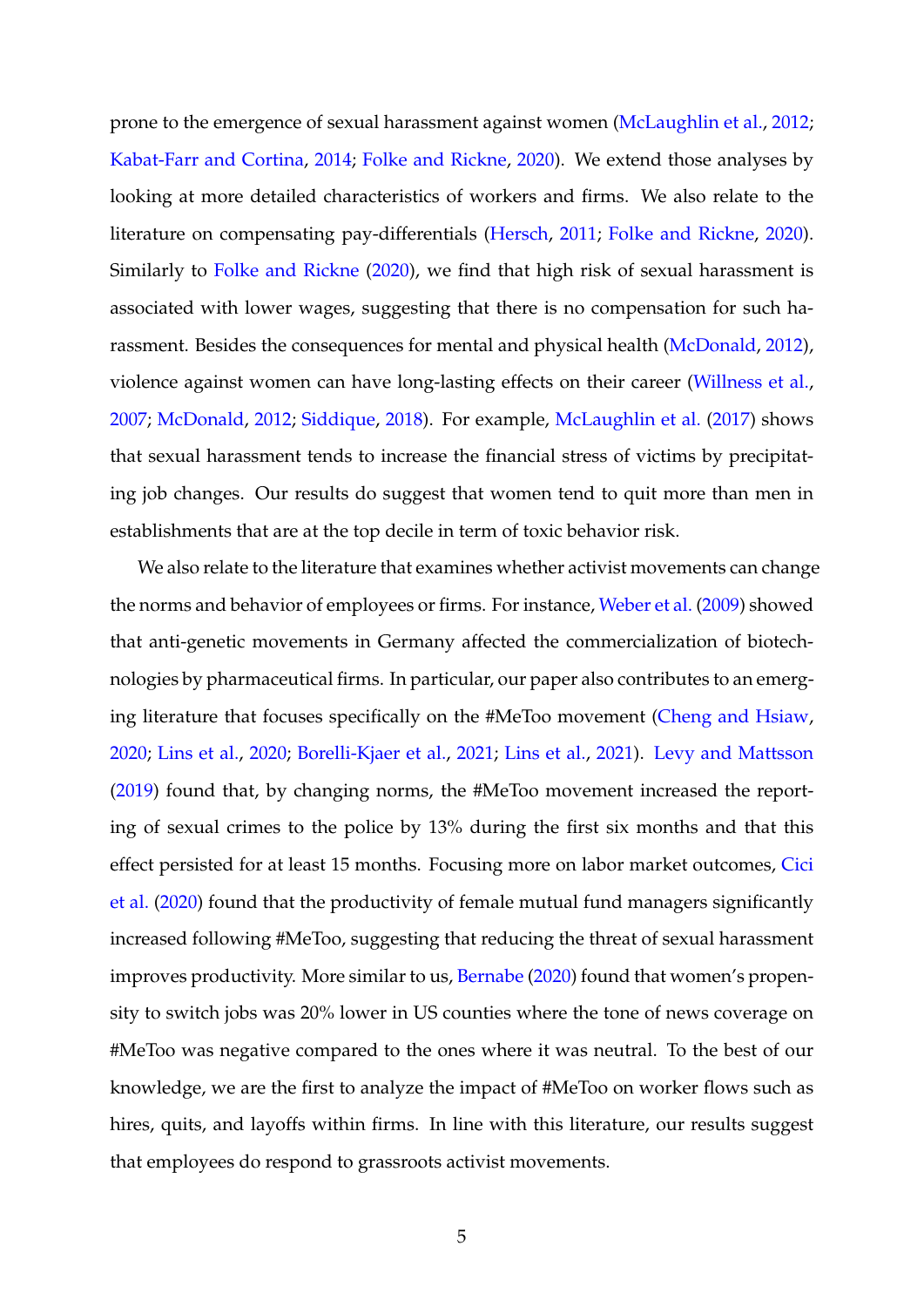prone to the emergence of sexual harassment against women (McLaughlin et al., 2012; Kabat-Farr and Cortina, 2014; Folke and Rickne, 2020). We extend those analyses by looking at more detailed characteristics of workers and firms. We also relate to the literature on compensating pay-differentials (Hersch, 2011; Folke and Rickne, 2020). Similarly to Folke and Rickne (2020), we find that high risk of sexual harassment is associated with lower wages, suggesting that there is no compensation for such harassment. Besides the consequences for mental and physical health (McDonald, 2012), violence against women can have long-lasting effects on their career (Willness et al., 2007; McDonald, 2012; Siddique, 2018). For example, McLaughlin et al. (2017) shows that sexual harassment tends to increase the financial stress of victims by precipitating job changes. Our results do suggest that women tend to quit more than men in establishments that are at the top decile in term of toxic behavior risk.

We also relate to the literature that examines whether activist movements can change the norms and behavior of employees or firms. For instance, Weber et al. (2009) showed that anti-genetic movements in Germany affected the commercialization of biotechnologies by pharmaceutical firms. In particular, our paper also contributes to an emerging literature that focuses specifically on the #MeToo movement (Cheng and Hsiaw, 2020; Lins et al., 2020; Borelli-Kjaer et al., 2021; Lins et al., 2021). Levy and Mattsson (2019) found that, by changing norms, the #MeToo movement increased the reporting of sexual crimes to the police by 13% during the first six months and that this effect persisted for at least 15 months. Focusing more on labor market outcomes, Cici et al. (2020) found that the productivity of female mutual fund managers significantly increased following #MeToo, suggesting that reducing the threat of sexual harassment improves productivity. More similar to us, Bernabe (2020) found that women's propensity to switch jobs was 20% lower in US counties where the tone of news coverage on #MeToo was negative compared to the ones where it was neutral. To the best of our knowledge, we are the first to analyze the impact of #MeToo on worker flows such as hires, quits, and layoffs within firms. In line with this literature, our results suggest that employees do respond to grassroots activist movements.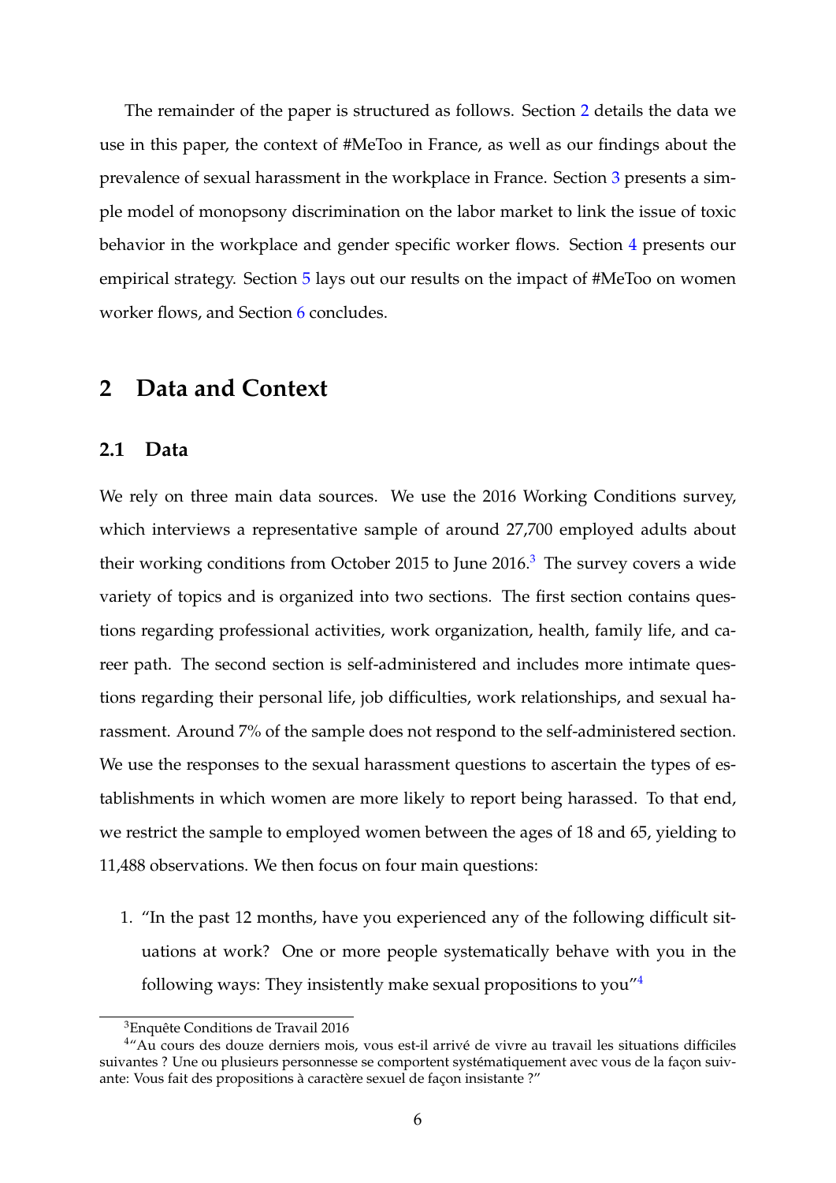The remainder of the paper is structured as follows. Section 2 details the data we use in this paper, the context of #MeToo in France, as well as our findings about the prevalence of sexual harassment in the workplace in France. Section 3 presents a simple model of monopsony discrimination on the labor market to link the issue of toxic behavior in the workplace and gender specific worker flows. Section 4 presents our empirical strategy. Section 5 lays out our results on the impact of #MeToo on women worker flows, and Section 6 concludes.

## 2 Data and Context

### 2.1 Data

We rely on three main data sources. We use the 2016 Working Conditions survey, which interviews a representative sample of around 27,700 employed adults about their working conditions from October 2015 to June 2016.[3] The survey covers a wide variety of topics and is organized into two sections. The first section contains questions regarding professional activities, work organization, health, family life, and career path. The second section is self-administered and includes more intimate questions regarding their personal life, job difficulties, work relationships, and sexual harassment. Around 7% of the sample does not respond to the self-administered section. We use the responses to the sexual harassment questions to ascertain the types of establishments in which women are more likely to report being harassed. To that end, we restrict the sample to employed women between the ages of 18 and 65, yielding to 11,488 observations. We then focus on four main questions:

1. "In the past 12 months, have you experienced any of the following difficult situations at work? One or more people systematically behave with you in the following ways: They insistently make sexual propositions to you"[4]

[3] Enquête Conditions de Travail 2016

[4] "Au cours des douze derniers mois, vous est-il arrivé de vivre au travail les situations difficiles suivantes ? Une ou plusieurs personnesse se comportent systématiquement avec vous de la façon suivante: Vous fait des propositions à caractère sexuel de façon insistante ?"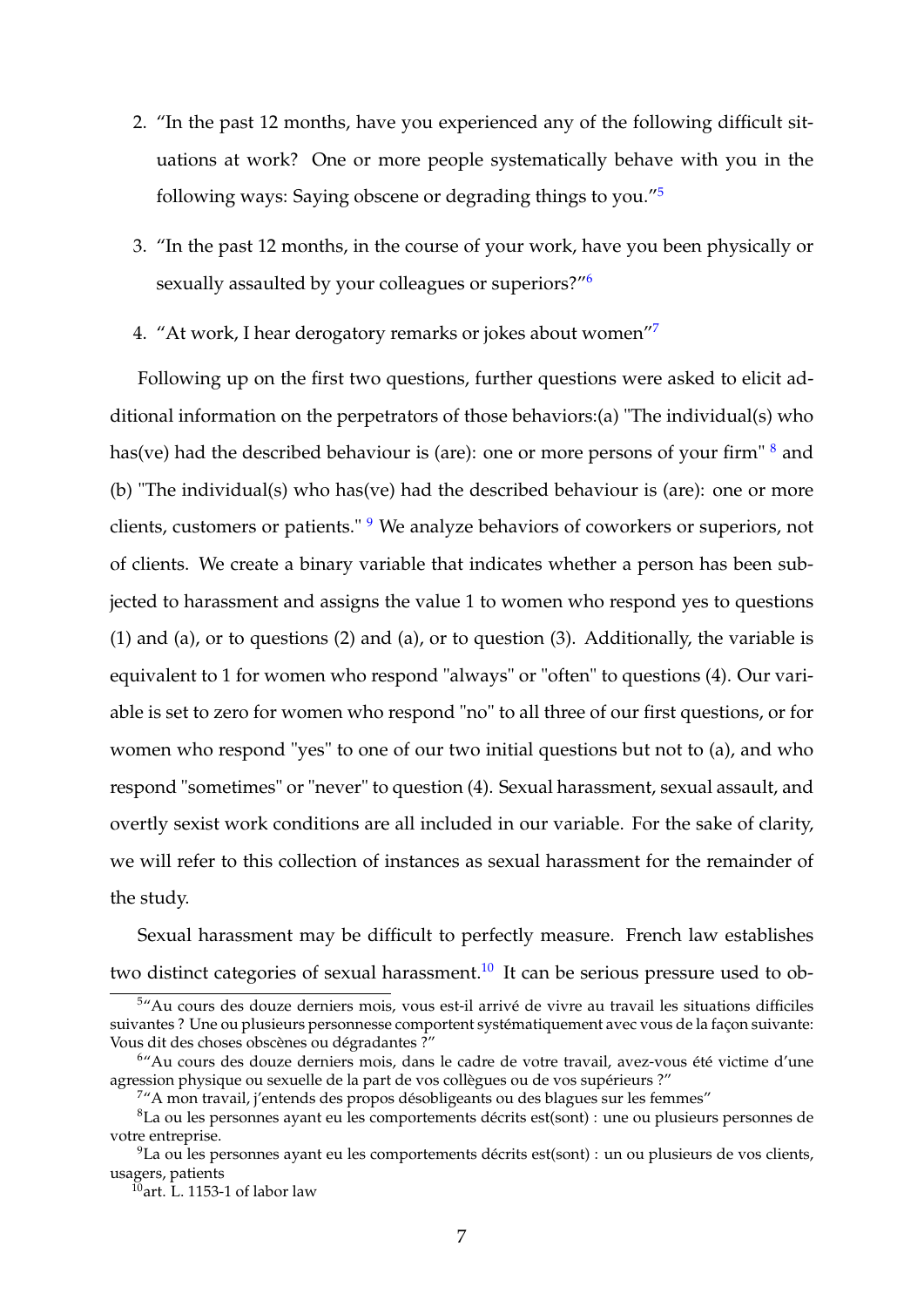2. "In the past 12 months, have you experienced any of the following difficult situations at work? One or more people systematically behave with you in the following ways: Saying obscene or degrading things to you."[5]

3. "In the past 12 months, in the course of your work, have you been physically or sexually assaulted by your colleagues or superiors?"[6]

4. "At work, I hear derogatory remarks or jokes about women"[7]

Following up on the first two questions, further questions were asked to elicit additional information on the perpetrators of those behaviors:(a) "The individual(s) who has(ve) had the described behaviour is (are): one or more persons of your firm" [8] and (b) "The individual(s) who has(ve) had the described behaviour is (are): one or more clients, customers or patients." [9] We analyze behaviors of coworkers or superiors, not of clients. We create a binary variable that indicates whether a person has been subjected to harassment and assigns the value 1 to women who respond yes to questions (1) and (a), or to questions (2) and (a), or to question (3). Additionally, the variable is equivalent to 1 for women who respond "always" or "often" to questions (4). Our variable is set to zero for women who respond "no" to all three of our first questions, or for women who respond "yes" to one of our two initial questions but not to (a), and who respond "sometimes" or "never" to question (4). Sexual harassment, sexual assault, and overtly sexist work conditions are all included in our variable. For the sake of clarity, we will refer to this collection of instances as sexual harassment for the remainder of the study.

Sexual harassment may be difficult to perfectly measure. French law establishes two distinct categories of sexual harassment.[10] It can be serious pressure used to ob-

[5] "Au cours des douze derniers mois, vous est-il arrivé de vivre au travail les situations difficiles suivantes ? Une ou plusieurs personnes se comportent systématiquement avec vous de la façon suivante: Vous dit des choses obscènes ou dégradantes ?"

[6] "Au cours des douze derniers mois, dans le cadre de votre travail, avez-vous été victime d'une agression physique ou sexuelle de la part de vos collègues ou de vos supérieurs ?"

[7] "A mon travail, j'entends des propos désobligeants ou des blagues sur les femmes"

[8] La ou les personnes ayant eu les comportements décrits est(sont) : une ou plusieurs personnes de votre entreprise.

[9] La ou les personnes ayant eu les comportements décrits est(sont) : un ou plusieurs de vos clients, usagers, patients

[10] art. L. 1153-1 of labor law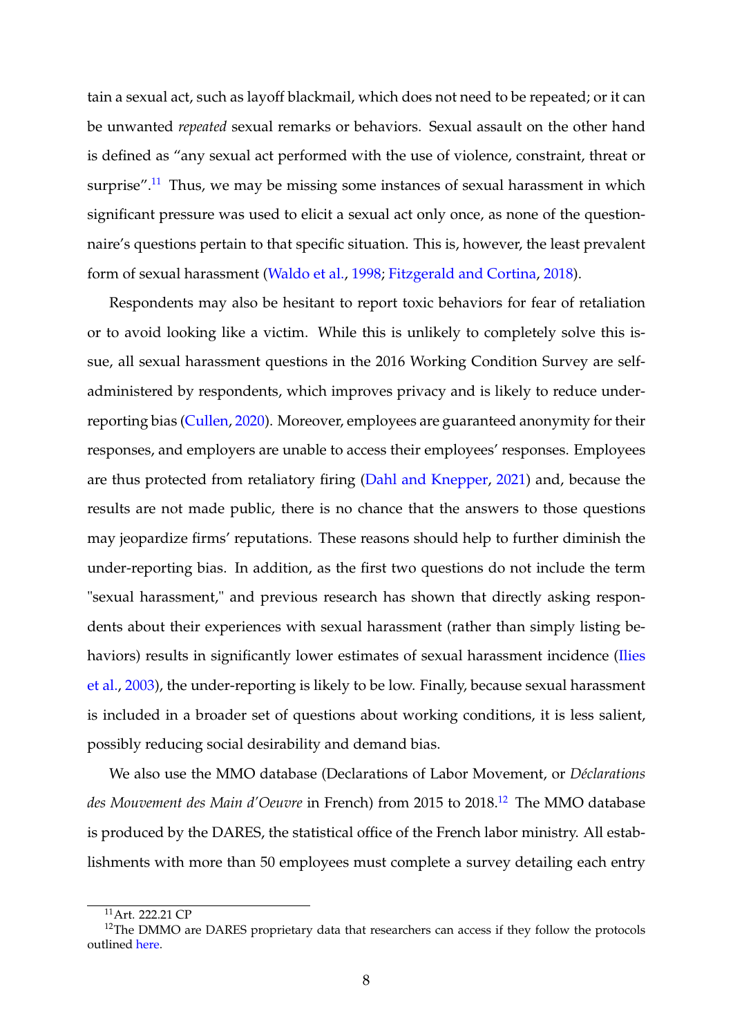tain a sexual act, such as layoff blackmail, which does not need to be repeated; or it can be unwanted *repeated* sexual remarks or behaviors. Sexual assault on the other hand is defined as "any sexual act performed with the use of violence, constraint, threat or surprise".[11] Thus, we may be missing some instances of sexual harassment in which significant pressure was used to elicit a sexual act only once, as none of the questionnaire's questions pertain to that specific situation. This is, however, the least prevalent form of sexual harassment (Waldo et al., 1998; Fitzgerald and Cortina, 2018).

Respondents may also be hesitant to report toxic behaviors for fear of retaliation or to avoid looking like a victim. While this is unlikely to completely solve this issue, all sexual harassment questions in the 2016 Working Condition Survey are self-administered by respondents, which improves privacy and is likely to reduce under-reporting bias (Cullen, 2020). Moreover, employees are guaranteed anonymity for their responses, and employers are unable to access their employees' responses. Employees are thus protected from retaliatory firing (Dahl and Knepper, 2021) and, because the results are not made public, there is no chance that the answers to those questions may jeopardize firms' reputations. These reasons should help to further diminish the under-reporting bias. In addition, as the first two questions do not include the term "sexual harassment," and previous research has shown that directly asking respondents about their experiences with sexual harassment (rather than simply listing behaviors) results in significantly lower estimates of sexual harassment incidence (Ilies et al., 2003), the under-reporting is likely to be low. Finally, because sexual harassment is included in a broader set of questions about working conditions, it is less salient, possibly reducing social desirability and demand bias.

We also use the MMO database (Declarations of Labor Movement, or *Déclarations des Mouvement des Main d'Oeuvre* in French) from 2015 to 2018.[12] The MMO database is produced by the DARES, the statistical office of the French labor ministry. All establishments with more than 50 employees must complete a survey detailing each entry

[11] Art. 222.21 CP

[12] The DMMO are DARES proprietary data that researchers can access if they follow the protocols outlined here.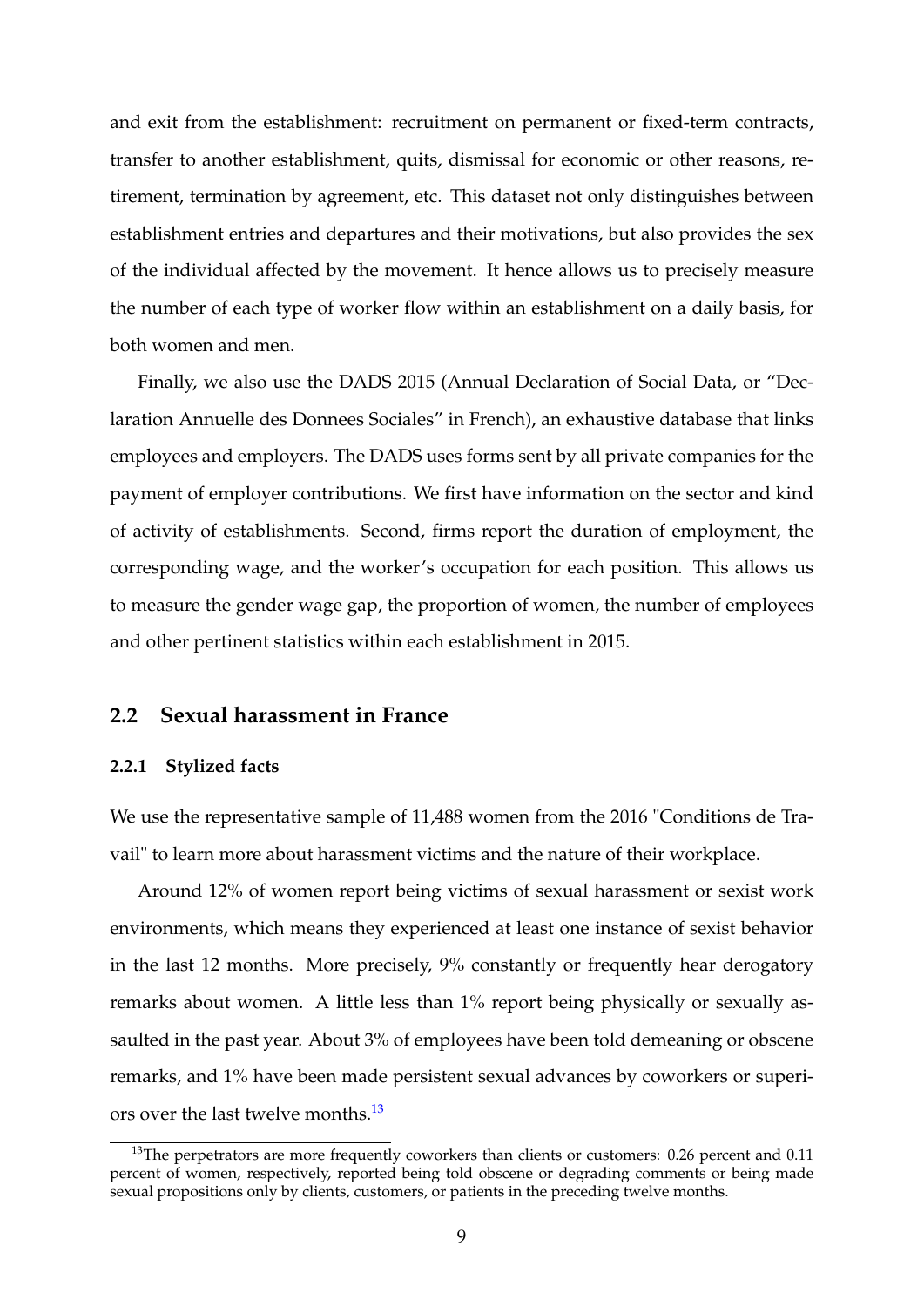and exit from the establishment: recruitment on permanent or fixed-term contracts, transfer to another establishment, quits, dismissal for economic or other reasons, retirement, termination by agreement, etc. This dataset not only distinguishes between establishment entries and departures and their motivations, but also provides the sex of the individual affected by the movement. It hence allows us to precisely measure the number of each type of worker flow within an establishment on a daily basis, for both women and men.

Finally, we also use the DADS 2015 (Annual Declaration of Social Data, or "Declaration Annuelle des Donnees Sociales" in French), an exhaustive database that links employees and employers. The DADS uses forms sent by all private companies for the payment of employer contributions. We first have information on the sector and kind of activity of establishments. Second, firms report the duration of employment, the corresponding wage, and the worker's occupation for each position. This allows us to measure the gender wage gap, the proportion of women, the number of employees and other pertinent statistics within each establishment in 2015.

## 2.2 Sexual harassment in France

### 2.2.1 Stylized facts

We use the representative sample of 11,488 women from the 2016 "Conditions de Travail" to learn more about harassment victims and the nature of their workplace.

Around 12% of women report being victims of sexual harassment or sexist work environments, which means they experienced at least one instance of sexist behavior in the last 12 months. More precisely, 9% constantly or frequently hear derogatory remarks about women. A little less than 1% report being physically or sexually assaulted in the past year. About 3% of employees have been told demeaning or obscene remarks, and 1% have been made persistent sexual advances by coworkers or superiors over the last twelve months.[13]

[13] The perpetrators are more frequently coworkers than clients or customers: 0.26 percent and 0.11 percent of women, respectively, reported being told obscene or degrading comments or being made sexual propositions only by clients, customers, or patients in the preceding twelve months.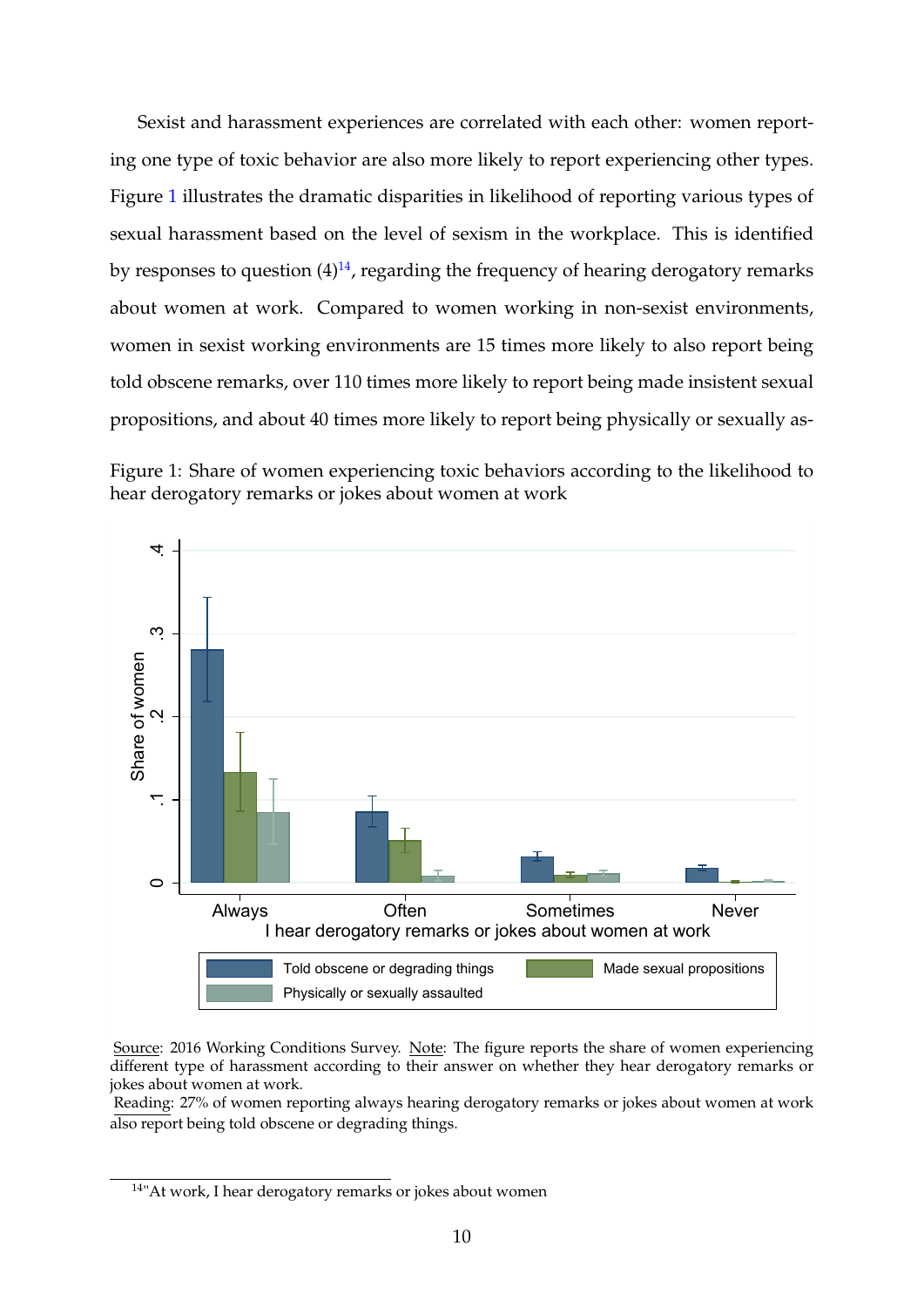Sexist and harassment experiences are correlated with each other: women reporting one type of toxic behavior are also more likely to report experiencing other types. Figure 1 illustrates the dramatic disparities in likelihood of reporting various types of sexual harassment based on the level of sexism in the workplace. This is identified by responses to question (4)[14], regarding the frequency of hearing derogatory remarks about women at work. Compared to women working in non-sexist environments, women in sexist working environments are 15 times more likely to also report being told obscene remarks, over 110 times more likely to report being made insistent sexual propositions, and about 40 times more likely to report being physically or sexually as-

Figure 1: Share of women experiencing toxic behaviors according to the likelihood to hear derogatory remarks or jokes about women at work

Source: 2016 Working Conditions Survey. Note: The figure reports the share of women experiencing different type of harassment according to their answer on whether they hear derogatory remarks or jokes about women at work.
Reading: 27% of women reporting always hearing derogatory remarks or jokes about women at work also report being told obscene or degrading things.

[14]"At work, I hear derogatory remarks or jokes about women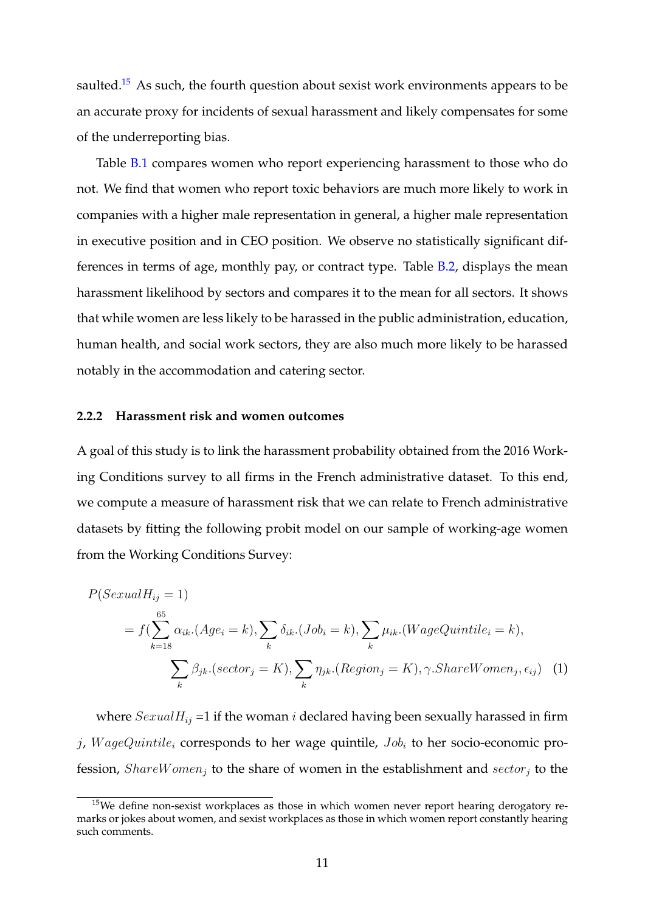saulted.[15] As such, the fourth question about sexist work environments appears to be an accurate proxy for incidents of sexual harassment and likely compensates for some of the underreporting bias.

Table B.1 compares women who report experiencing harassment to those who do not. We find that women who report toxic behaviors are much more likely to work in companies with a higher male representation in general, a higher male representation in executive position and in CEO position. We observe no statistically significant differences in terms of age, monthly pay, or contract type. Table B.2, displays the mean harassment likelihood by sectors and compares it to the mean for all sectors. It shows that while women are less likely to be harassed in the public administration, education, human health, and social work sectors, they are also much more likely to be harassed notably in the accommodation and catering sector.

### 2.2.2 Harassment risk and women outcomes

A goal of this study is to link the harassment probability obtained from the 2016 Working Conditions survey to all firms in the French administrative dataset. To this end, we compute a measure of harassment risk that we can relate to French administrative datasets by fitting the following probit model on our sample of working-age women from the Working Conditions Survey:

$$
\begin{aligned}
P(SexualH_{ij} = 1) \\
= f(\sum_{k=18}^{65} \alpha_{ik}.(Age_i = k), \sum_{k} \delta_{ik}.(Job_i = k), \sum_{k} \mu_{ik}.(WageQuintile_i = k), \\
\sum_{k} \beta_{jk}.(sector_j = K), \sum_{k} \eta_{jk}.(Region_j = K), \gamma.ShareWomen_j, \epsilon_{ij}) \quad (1)
\end{aligned}
$$

where $SexualH_{ij}$ =1 if the woman $i$ declared having been sexually harassed in firm $j$, $WageQuintile_i$ corresponds to her wage quintile, $Job_i$ to her socio-economic profession, $ShareWomen_j$ to the share of women in the establishment and $sector_j$ to the

[15] We define non-sexist workplaces as those in which women never report hearing derogatory remarks or jokes about women, and sexist workplaces as those in which women report constantly hearing such comments.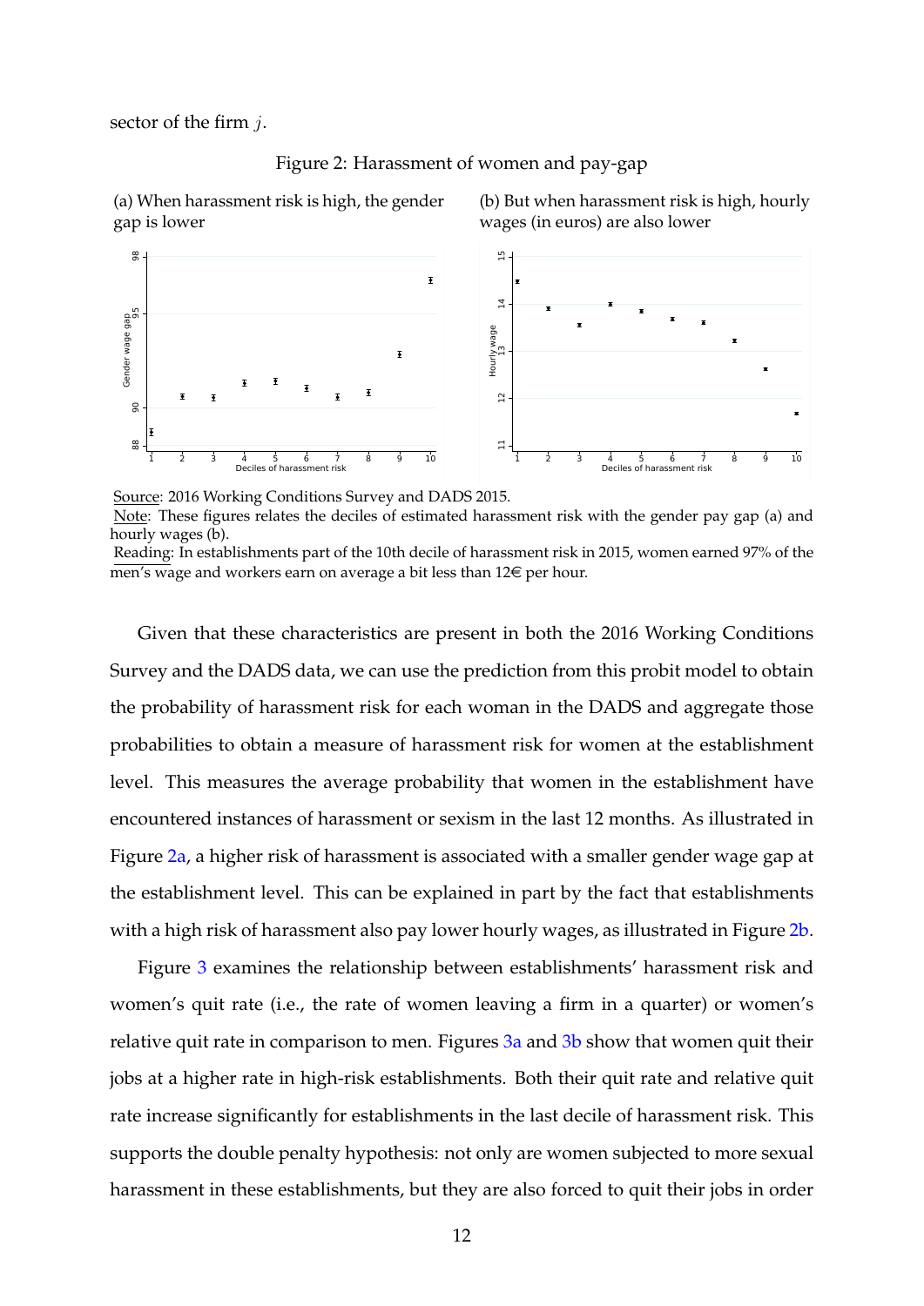sector of the firm $j$.

Figure 2: Harassment of women and pay-gap

(a) When harassment risk is high, the gender gap is lower

(b) But when harassment risk is high, hourly wages (in euros) are also lower

Source: 2016 Working Conditions Survey and DADS 2015.
Note: These figures relates the deciles of estimated harassment risk with the gender pay gap (a) and hourly wages (b).
Reading: In establishments part of the 10th decile of harassment risk in 2015, women earned 97% of the men's wage and workers earn on average a bit less than 12€ per hour.

Given that these characteristics are present in both the 2016 Working Conditions Survey and the DADS data, we can use the prediction from this probit model to obtain the probability of harassment risk for each woman in the DADS and aggregate those probabilities to obtain a measure of harassment risk for women at the establishment level. This measures the average probability that women in the establishment have encountered instances of harassment or sexism in the last 12 months. As illustrated in Figure 2a, a higher risk of harassment is associated with a smaller gender wage gap at the establishment level. This can be explained in part by the fact that establishments with a high risk of harassment also pay lower hourly wages, as illustrated in Figure 2b.

Figure 3 examines the relationship between establishments' harassment risk and women's quit rate (i.e., the rate of women leaving a firm in a quarter) or women's relative quit rate in comparison to men. Figures 3a and 3b show that women quit their jobs at a higher rate in high-risk establishments. Both their quit rate and relative quit rate increase significantly for establishments in the last decile of harassment risk. This supports the double penalty hypothesis: not only are women subjected to more sexual harassment in these establishments, but they are also forced to quit their jobs in order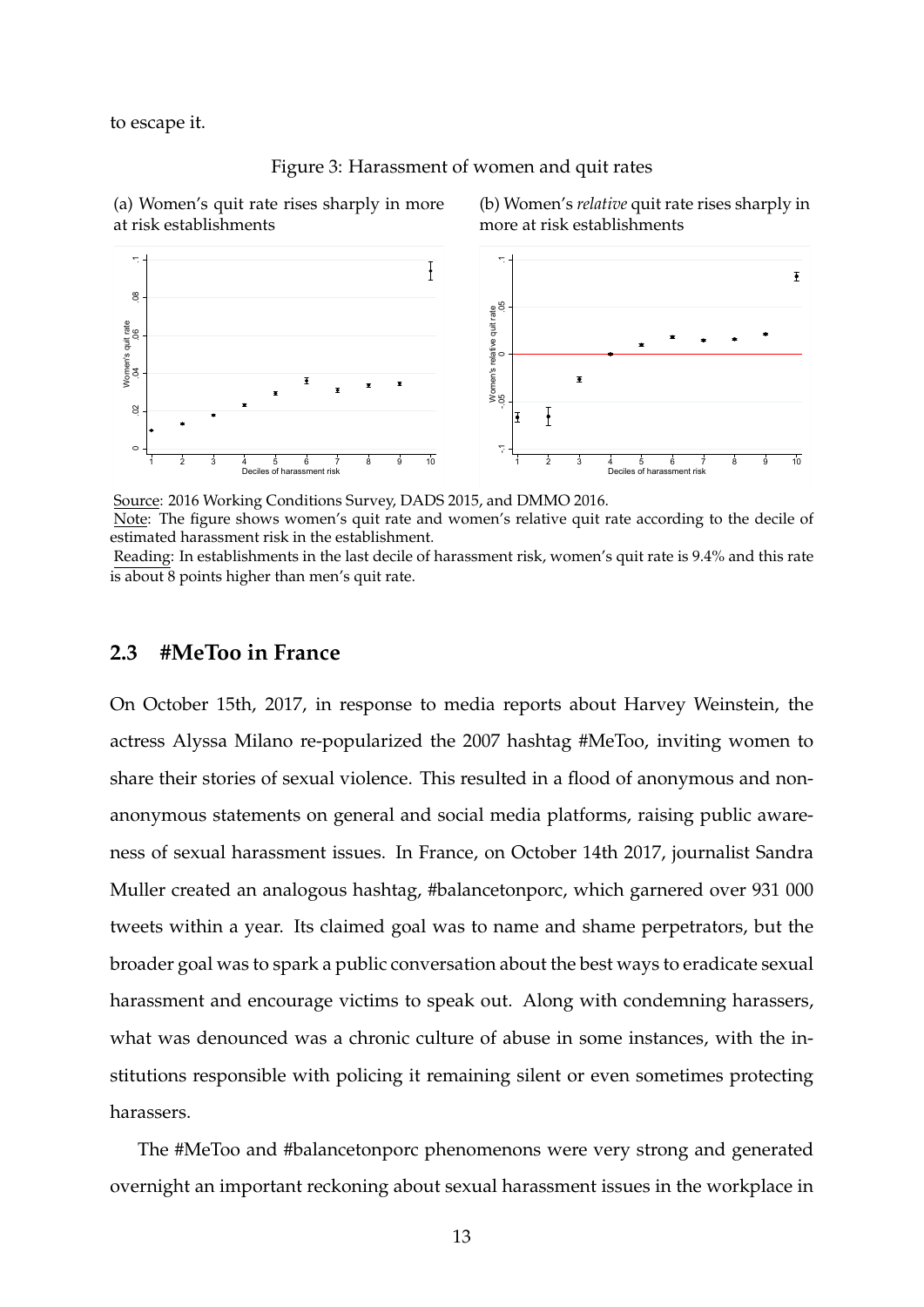to escape it.

Figure 3: Harassment of women and quit rates

(a) Women's quit rate rises sharply in more at risk establishments

(b) Women's *relative* quit rate rises sharply in more at risk establishments

Source: 2016 Working Conditions Survey, DADS 2015, and DMMO 2016.

Note: The figure shows women's quit rate and women's relative quit rate according to the decile of estimated harassment risk in the establishment.

Reading: In establishments in the last decile of harassment risk, women's quit rate is 9.4% and this rate is about 8 points higher than men's quit rate.

## 2.3 #MeToo in France

On October 15th, 2017, in response to media reports about Harvey Weinstein, the actress Alyssa Milano re-popularized the 2007 hashtag #MeToo, inviting women to share their stories of sexual violence. This resulted in a flood of anonymous and non-anonymous statements on general and social media platforms, raising public awareness of sexual harassment issues. In France, on October 14th 2017, journalist Sandra Muller created an analogous hashtag, #balancetonporc, which garnered over 931 000 tweets within a year. Its claimed goal was to name and shame perpetrators, but the broader goal was to spark a public conversation about the best ways to eradicate sexual harassment and encourage victims to speak out. Along with condemning harassers, what was denounced was a chronic culture of abuse in some instances, with the institutions responsible with policing it remaining silent or even sometimes protecting harassers.

The #MeToo and #balancetonporc phenomenons were very strong and generated overnight an important reckoning about sexual harassment issues in the workplace in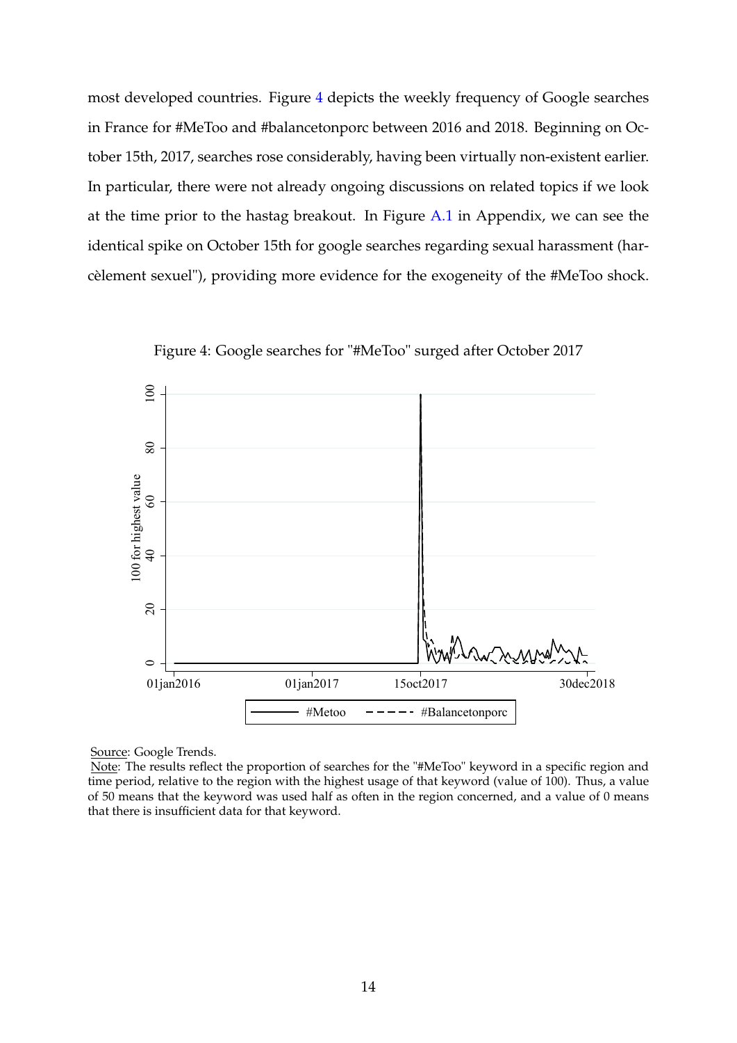most developed countries. Figure 4 depicts the weekly frequency of Google searches in France for #MeToo and #balancetonporc between 2016 and 2018. Beginning on October 15th, 2017, searches rose considerably, having been virtually non-existent earlier. In particular, there were not already ongoing discussions on related topics if we look at the time prior to the hastag breakout. In Figure A.1 in Appendix, we can see the identical spike on October 15th for google searches regarding sexual harassment (harcèlement sexuel"), providing more evidence for the exogeneity of the #MeToo shock.

Figure 4: Google searches for "#MeToo" surged after October 2017

Source: Google Trends.
Note: The results reflect the proportion of searches for the "#MeToo" keyword in a specific region and time period, relative to the region with the highest usage of that keyword (value of 100). Thus, a value of 50 means that the keyword was used half as often in the region concerned, and a value of 0 means that there is insufficient data for that keyword.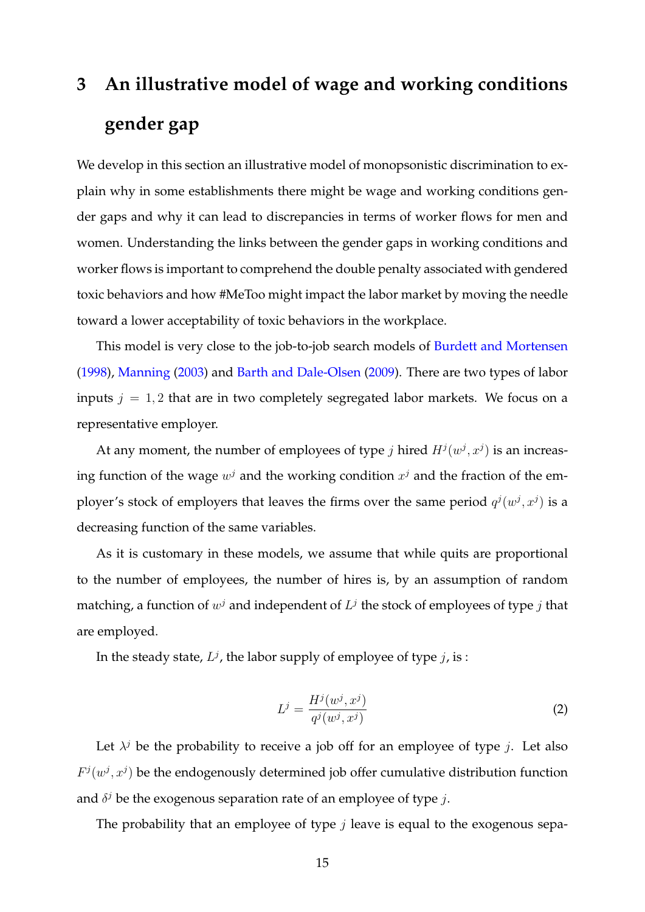## 3 An illustrative model of wage and working conditions gender gap

We develop in this section an illustrative model of monopsonistic discrimination to explain why in some establishments there might be wage and working conditions gender gaps and why it can lead to discrepancies in terms of worker flows for men and women. Understanding the links between the gender gaps in working conditions and worker flows is important to comprehend the double penalty associated with gendered toxic behaviors and how #MeToo might impact the labor market by moving the needle toward a lower acceptability of toxic behaviors in the workplace.

This model is very close to the job-to-job search models of Burdett and Mortensen (1998), Manning (2003) and Barth and Dale-Olsen (2009). There are two types of labor inputs $j = 1, 2$ that are in two completely segregated labor markets. We focus on a representative employer.

At any moment, the number of employees of type $j$ hired $H^j(w^j, x^j)$ is an increasing function of the wage $w^j$ and the working condition $x^j$ and the fraction of the employer's stock of employers that leaves the firms over the same period $q^j(w^j, x^j)$ is a decreasing function of the same variables.

As it is customary in these models, we assume that while quits are proportional to the number of employees, the number of hires is, by an assumption of random matching, a function of $w^j$ and independent of $L^j$ the stock of employees of type $j$ that are employed.

In the steady state, $L^j$, the labor supply of employee of type $j$, is :

$$L^j = \frac{H^j(w^j, x^j)}{q^j(w^j, x^j)} \tag{2}$$

Let $\lambda^j$ be the probability to receive a job off for an employee of type $j$. Let also $F^j(w^j, x^j)$ be the endogenously determined job offer cumulative distribution function and $\delta^j$ be the exogenous separation rate of an employee of type $j$.

The probability that an employee of type $j$ leave is equal to the exogenous sepa-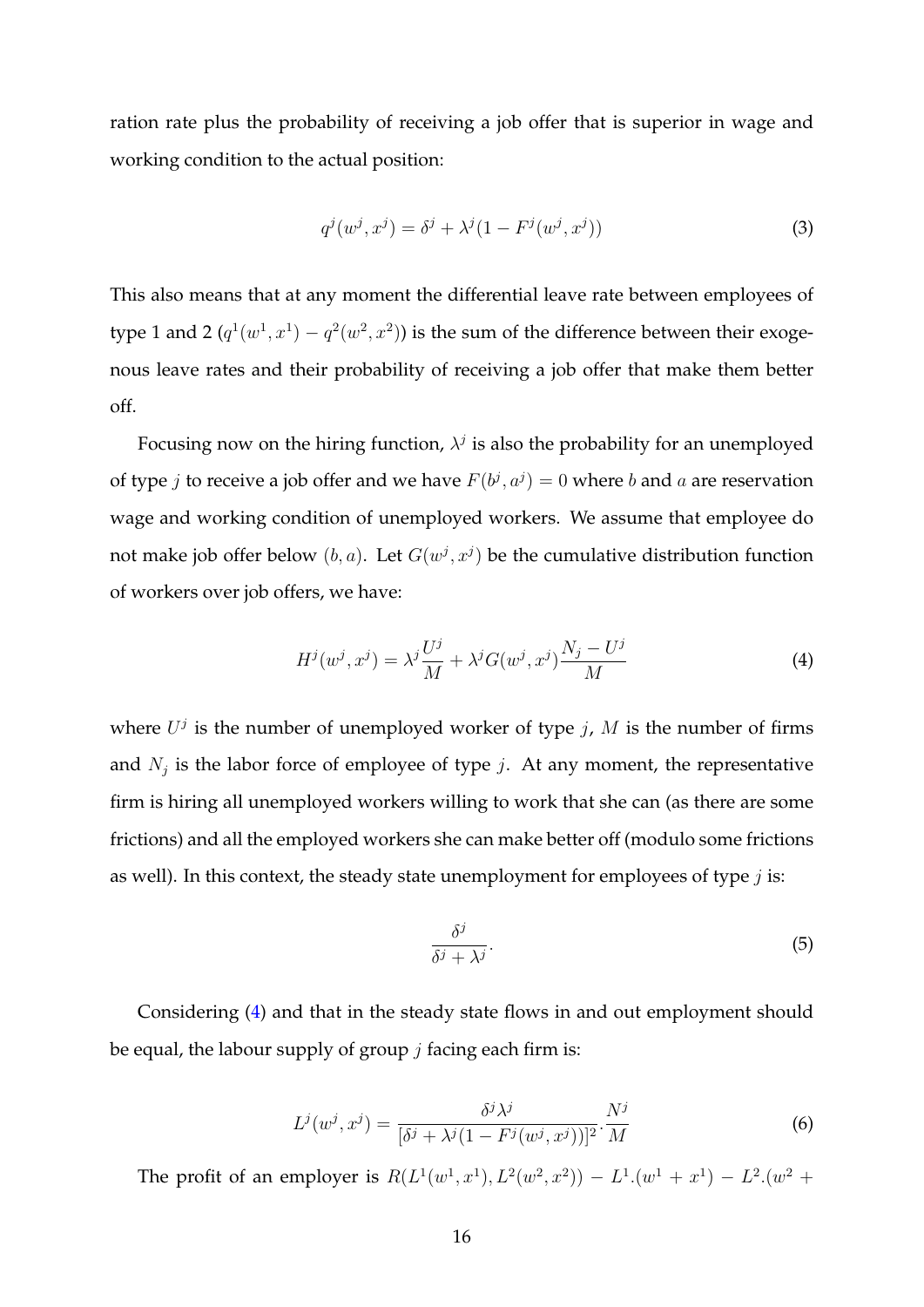ration rate plus the probability of receiving a job offer that is superior in wage and working condition to the actual position:

$$q^j(w^j, x^j) = \delta^j + \lambda^j(1 - F^j(w^j, x^j)) \tag{3}$$

This also means that at any moment the differential leave rate between employees of type 1 and 2 ($q^1(w^1, x^1) - q^2(w^2, x^2)$) is the sum of the difference between their exogenous leave rates and their probability of receiving a job offer that make them better off.

Focusing now on the hiring function, $\lambda^j$ is also the probability for an unemployed of type $j$ to receive a job offer and we have $F(b^j, a^j) = 0$ where $b$ and $a$ are reservation wage and working condition of unemployed workers. We assume that employee do not make job offer below $(b, a)$. Let $G(w^j, x^j)$ be the cumulative distribution function of workers over job offers, we have:

$$H^j(w^j, x^j) = \lambda^j \frac{U^j}{M} + \lambda^j G(w^j, x^j) \frac{N_j - U^j}{M} \tag{4}$$

where $U^j$ is the number of unemployed worker of type $j$, $M$ is the number of firms and $N_j$ is the labor force of employee of type $j$. At any moment, the representative firm is hiring all unemployed workers willing to work that she can (as there are some frictions) and all the employed workers she can make better off (modulo some frictions as well). In this context, the steady state unemployment for employees of type $j$ is:

$$\frac{\delta^j}{\delta^j + \lambda^j}. \tag{5}$$

Considering (4) and that in the steady state flows in and out employment should be equal, the labour supply of group $j$ facing each firm is:

$$L^j(w^j, x^j) = \frac{\delta^j \lambda^j}{[\delta^j + \lambda^j(1 - F^j(w^j, x^j))]^2} . \frac{N^j}{M} \tag{6}$$

The profit of an employer is $R(L^1(w^1, x^1), L^2(w^2, x^2)) - L^1.(w^1 + x^1) - L^2.(w^2 +$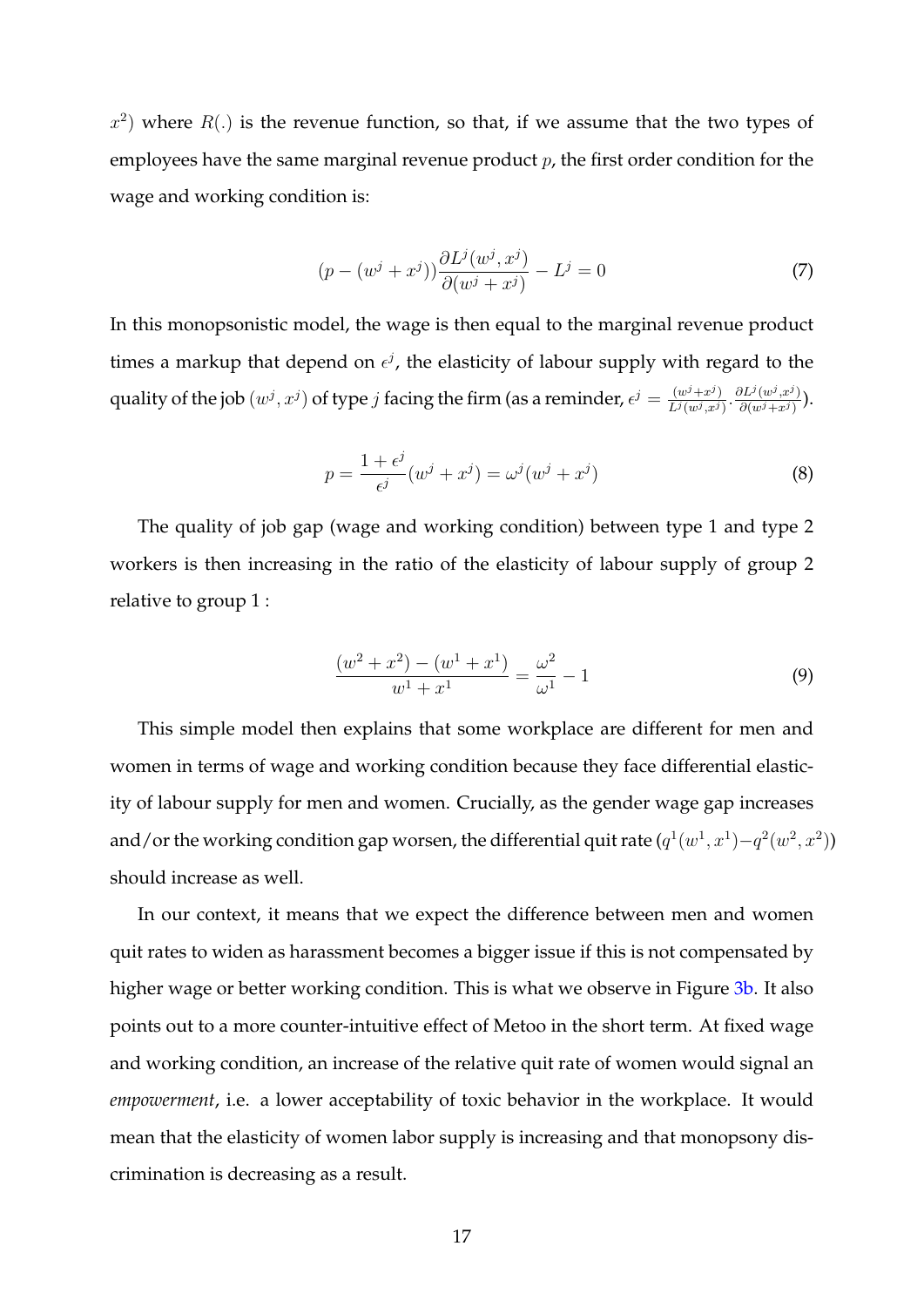$x^2$) where $R(.)$ is the revenue function, so that, if we assume that the two types of employees have the same marginal revenue product $p$, the first order condition for the wage and working condition is:

$$(p - (w^j + x^j))\frac{\partial L^j(w^j, x^j)}{\partial (w^j + x^j)} - L^j = 0 \tag{7}$$

In this monopsonistic model, the wage is then equal to the marginal revenue product times a markup that depend on $\epsilon^j$, the elasticity of labour supply with regard to the quality of the job $(w^j, x^j)$ of type $j$ facing the firm (as a reminder, $\epsilon^j = \frac{(w^j+x^j)}{L^j(w^j,x^j)} \cdot \frac{\partial L^j(w^j,x^j)}{\partial (w^j+x^j)}$).

$$p = \frac{1+\epsilon^j}{\epsilon^j}(w^j + x^j) = \omega^j(w^j + x^j) \tag{8}$$

The quality of job gap (wage and working condition) between type 1 and type 2 workers is then increasing in the ratio of the elasticity of labour supply of group 2 relative to group 1 :

$$\frac{(w^2 + x^2) - (w^1 + x^1)}{w^1 + x^1} = \frac{\omega^2}{\omega^1} - 1 \tag{9}$$

This simple model then explains that some workplace are different for men and women in terms of wage and working condition because they face differential elasticity of labour supply for men and women. Crucially, as the gender wage gap increases and/or the working condition gap worsen, the differential quit rate ($q^1(w^1, x^1) - q^2(w^2, x^2)$) should increase as well.

In our context, it means that we expect the difference between men and women quit rates to widen as harassment becomes a bigger issue if this is not compensated by higher wage or better working condition. This is what we observe in Figure 3b. It also points out to a more counter-intuitive effect of Metoo in the short term. At fixed wage and working condition, an increase of the relative quit rate of women would signal an *empowerment*, i.e. a lower acceptability of toxic behavior in the workplace. It would mean that the elasticity of women labor supply is increasing and that monopsony discrimination is decreasing as a result.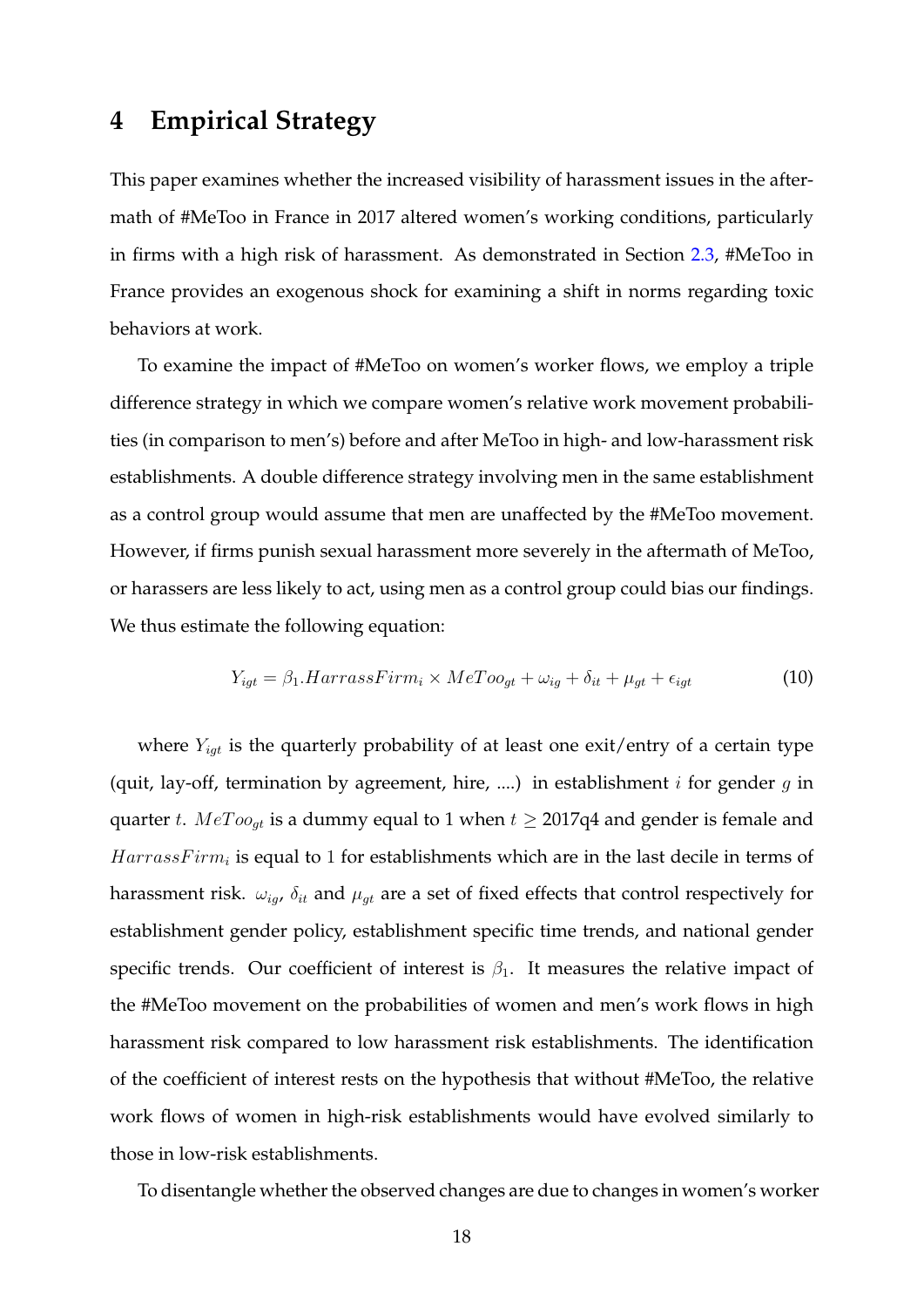# 4 Empirical Strategy

This paper examines whether the increased visibility of harassment issues in the aftermath of #MeToo in France in 2017 altered women's working conditions, particularly in firms with a high risk of harassment. As demonstrated in Section 2.3, #MeToo in France provides an exogenous shock for examining a shift in norms regarding toxic behaviors at work.

To examine the impact of #MeToo on women's worker flows, we employ a triple difference strategy in which we compare women's relative work movement probabilities (in comparison to men's) before and after MeToo in high- and low-harassment risk establishments. A double difference strategy involving men in the same establishment as a control group would assume that men are unaffected by the #MeToo movement. However, if firms punish sexual harassment more severely in the aftermath of MeToo, or harassers are less likely to act, using men as a control group could bias our findings. We thus estimate the following equation:

$$Y_{igt} = \beta_1.HarrassFirm_i \times MeToo_{gt} + \omega_{ig} + \delta_{it} + \mu_{gt} + \epsilon_{igt} \tag{10}$$

where $Y_{igt}$ is the quarterly probability of at least one exit/entry of a certain type (quit, lay-off, termination by agreement, hire, ....) in establishment $i$ for gender $g$ in quarter $t$. $MeToo_{gt}$ is a dummy equal to 1 when $t \geq$ 2017q4 and gender is female and $HarrassFirm_i$ is equal to 1 for establishments which are in the last decile in terms of harassment risk. $\omega_{ig}$, $\delta_{it}$ and $\mu_{gt}$ are a set of fixed effects that control respectively for establishment gender policy, establishment specific time trends, and national gender specific trends. Our coefficient of interest is $\beta_1$. It measures the relative impact of the #MeToo movement on the probabilities of women and men's work flows in high harassment risk compared to low harassment risk establishments. The identification of the coefficient of interest rests on the hypothesis that without #MeToo, the relative work flows of women in high-risk establishments would have evolved similarly to those in low-risk establishments.

To disentangle whether the observed changes are due to changes in women's worker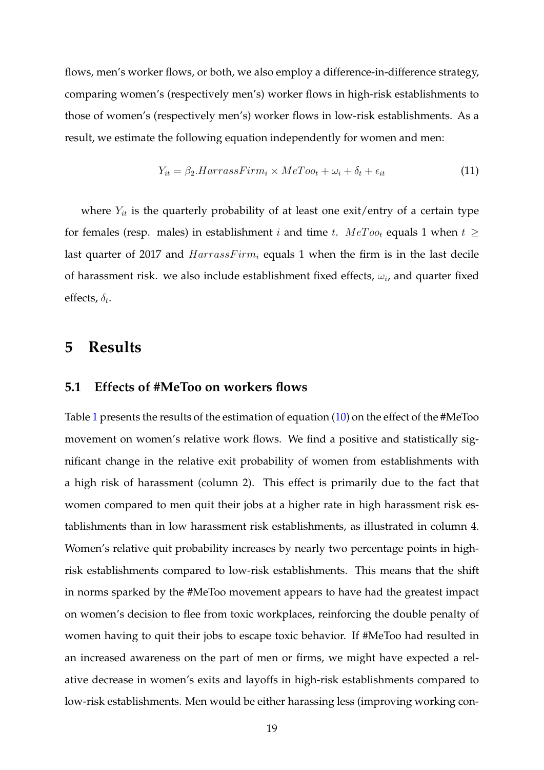flows, men's worker flows, or both, we also employ a difference-in-difference strategy, comparing women's (respectively men's) worker flows in high-risk establishments to those of women's (respectively men's) worker flows in low-risk establishments. As a result, we estimate the following equation independently for women and men:

$$Y_{it} = \beta_2.HarrassFirm_i \times MeToo_t + \omega_i + \delta_t + \epsilon_{it} \tag{11}$$

where $Y_{it}$ is the quarterly probability of at least one exit/entry of a certain type for females (resp. males) in establishment $i$ and time $t$. $MeToo_t$ equals 1 when $t \geq$ last quarter of 2017 and $HarrassFirm_i$ equals 1 when the firm is in the last decile of harassment risk. we also include establishment fixed effects, $\omega_i$, and quarter fixed effects, $\delta_t$.

# 5 Results

## 5.1 Effects of #MeToo on workers flows

Table 1 presents the results of the estimation of equation (10) on the effect of the #MeToo movement on women's relative work flows. We find a positive and statistically significant change in the relative exit probability of women from establishments with a high risk of harassment (column 2). This effect is primarily due to the fact that women compared to men quit their jobs at a higher rate in high harassment risk establishments than in low harassment risk establishments, as illustrated in column 4. Women's relative quit probability increases by nearly two percentage points in high-risk establishments compared to low-risk establishments. This means that the shift in norms sparked by the #MeToo movement appears to have had the greatest impact on women's decision to flee from toxic workplaces, reinforcing the double penalty of women having to quit their jobs to escape toxic behavior. If #MeToo had resulted in an increased awareness on the part of men or firms, we might have expected a relative decrease in women's exits and layoffs in high-risk establishments compared to low-risk establishments. Men would be either harassing less (improving working con-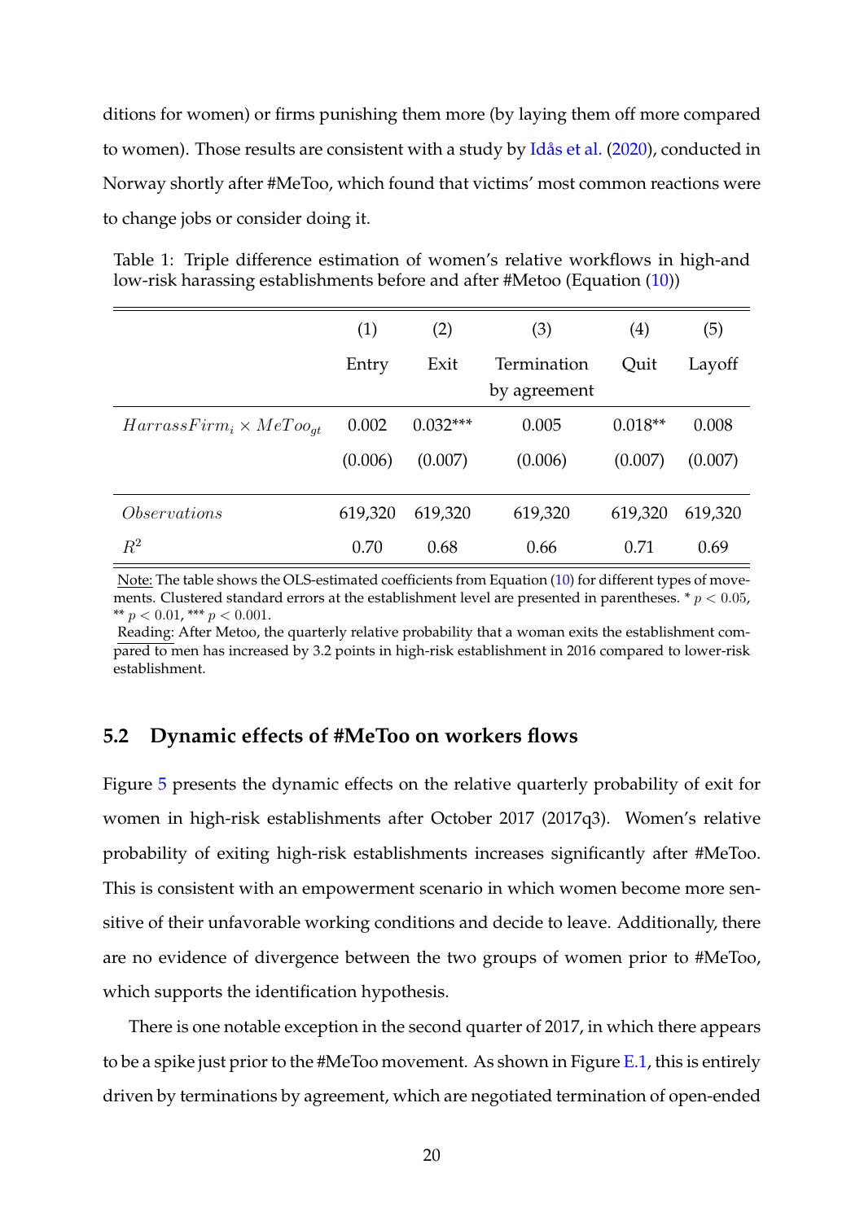ditions for women) or firms punishing them more (by laying them off more compared to women). Those results are consistent with a study by Idås et al. (2020), conducted in Norway shortly after #MeToo, which found that victims' most common reactions were to change jobs or consider doing it.

Table 1: Triple difference estimation of women's relative workflows in high-and low-risk harassing establishments before and after #Metoo (Equation (10))

| | (1) | (2) | (3) | (4) | (5) |
|---|---|---|---|---|---|
| | Entry | Exit | Termination by agreement | Quit | Layoff |
| $HarrassFirm_i \times MeToo_{gt}$ | 0.002 | 0.032*** | 0.005 | 0.018** | 0.008 |
| | (0.006) | (0.007) | (0.006) | (0.007) | (0.007) |
| $Observations$ | 619,320 | 619,320 | 619,320 | 619,320 | 619,320 |
| $R^2$ | 0.70 | 0.68 | 0.66 | 0.71 | 0.69 |

Note: The table shows the OLS-estimated coefficients from Equation (10) for different types of movements. Clustered standard errors at the establishment level are presented in parentheses. * $p < 0.05$, ** $p < 0.01$, *** $p < 0.001$.

Reading: After Metoo, the quarterly relative probability that a woman exits the establishment compared to men has increased by 3.2 points in high-risk establishment in 2016 compared to lower-risk establishment.

## 5.2 Dynamic effects of #MeToo on workers flows

Figure 5 presents the dynamic effects on the relative quarterly probability of exit for women in high-risk establishments after October 2017 (2017q3). Women's relative probability of exiting high-risk establishments increases significantly after #MeToo. This is consistent with an empowerment scenario in which women become more sensitive of their unfavorable working conditions and decide to leave. Additionally, there are no evidence of divergence between the two groups of women prior to #MeToo, which supports the identification hypothesis.

There is one notable exception in the second quarter of 2017, in which there appears to be a spike just prior to the #MeToo movement. As shown in Figure E.1, this is entirely driven by terminations by agreement, which are negotiated termination of open-ended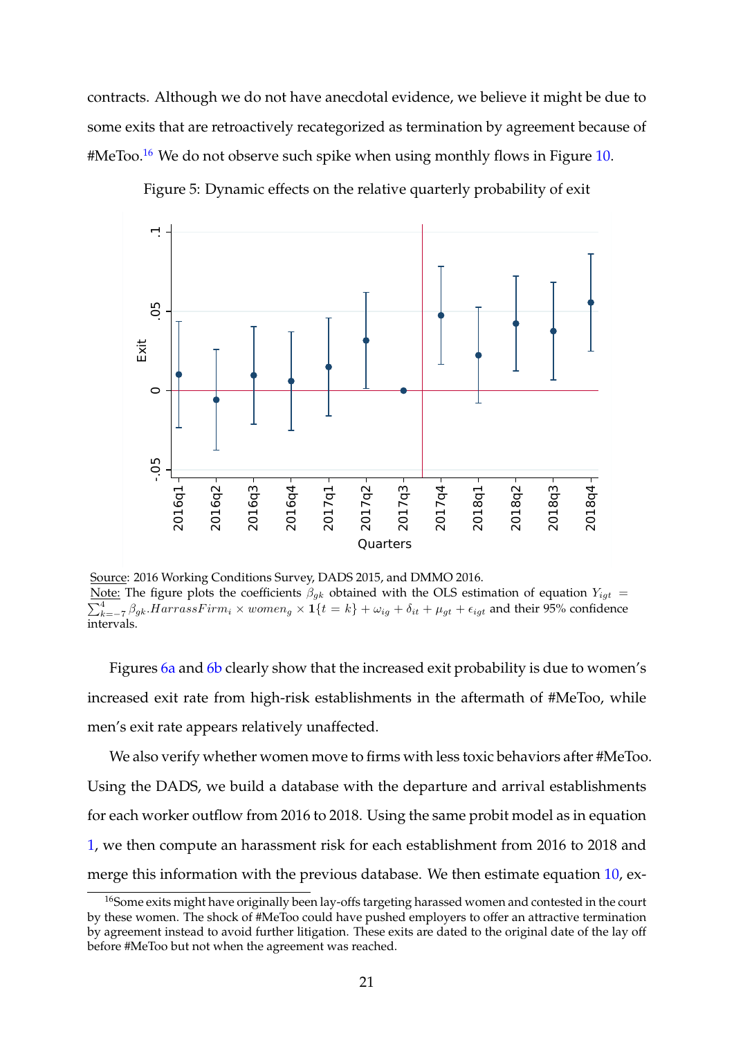contracts. Although we do not have anecdotal evidence, we believe it might be due to some exits that are retroactively recategorized as termination by agreement because of #MeToo.[16] We do not observe such spike when using monthly flows in Figure 10.

Figure 5: Dynamic effects on the relative quarterly probability of exit

Source: 2016 Working Conditions Survey, DADS 2015, and DMMO 2016.
Note: The figure plots the coefficients $\beta_{gk}$ obtained with the OLS estimation of equation $Y_{igt} = \sum_{k=-7}^{4} \beta_{gk}.HarrassFirm_i \times women_g \times \mathbf{1}\{t = k\} + \omega_{ig} + \delta_{it} + \mu_{gt} + \epsilon_{igt}$ and their 95% confidence intervals.

Figures 6a and 6b clearly show that the increased exit probability is due to women's increased exit rate from high-risk establishments in the aftermath of #MeToo, while men's exit rate appears relatively unaffected.

We also verify whether women move to firms with less toxic behaviors after #MeToo. Using the DADS, we build a database with the departure and arrival establishments for each worker outflow from 2016 to 2018. Using the same probit model as in equation 1, we then compute an harassment risk for each establishment from 2016 to 2018 and merge this information with the previous database. We then estimate equation 10, ex-

[16] Some exits might have originally been lay-offs targeting harassed women and contested in the court by these women. The shock of #MeToo could have pushed employers to offer an attractive termination by agreement instead to avoid further litigation. These exits are dated to the original date of the lay off before #MeToo but not when the agreement was reached.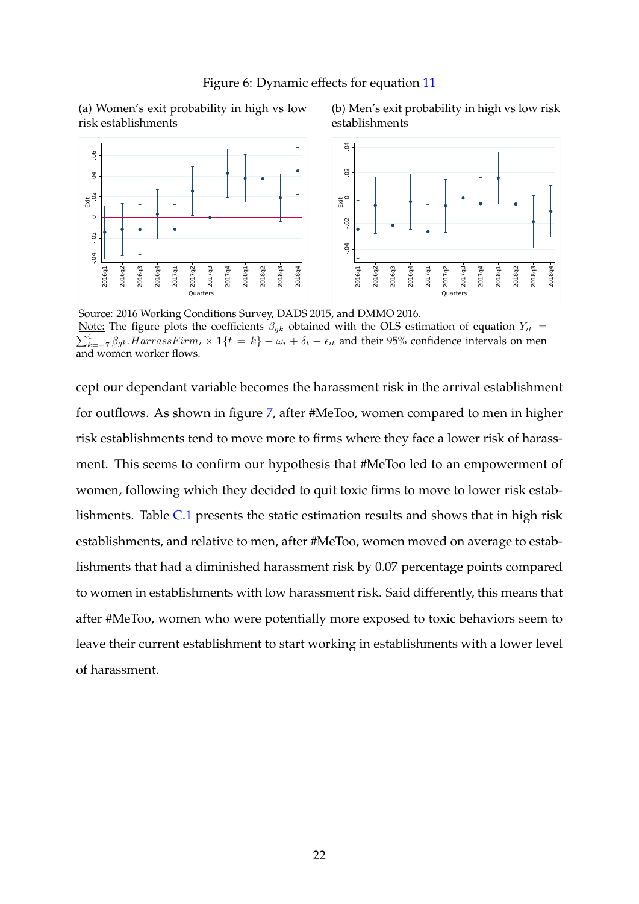Figure 6: Dynamic effects for equation 11

(a) Women's exit probability in high vs low risk establishments

(b) Men's exit probability in high vs low risk establishments

Source: 2016 Working Conditions Survey, DADS 2015, and DMMO 2016.
Note: The figure plots the coefficients $\beta_{gk}$ obtained with the OLS estimation of equation $Y_{it} = \sum_{k=-7}^{4} \beta_{gk}.HarrassFirm_i \times \mathbf{1}\{t = k\} + \omega_i + \delta_t + \epsilon_{it}$ and their 95% confidence intervals on men and women worker flows.

cept our dependant variable becomes the harassment risk in the arrival establishment for outflows. As shown in figure 7, after #MeToo, women compared to men in higher risk establishments tend to move more to firms where they face a lower risk of harassment. This seems to confirm our hypothesis that #MeToo led to an empowerment of women, following which they decided to quit toxic firms to move to lower risk establishments. Table C.1 presents the static estimation results and shows that in high risk establishments, and relative to men, after #MeToo, women moved on average to establishments that had a diminished harassment risk by 0.07 percentage points compared to women in establishments with low harassment risk. Said differently, this means that after #MeToo, women who were potentially more exposed to toxic behaviors seem to leave their current establishment to start working in establishments with a lower level of harassment.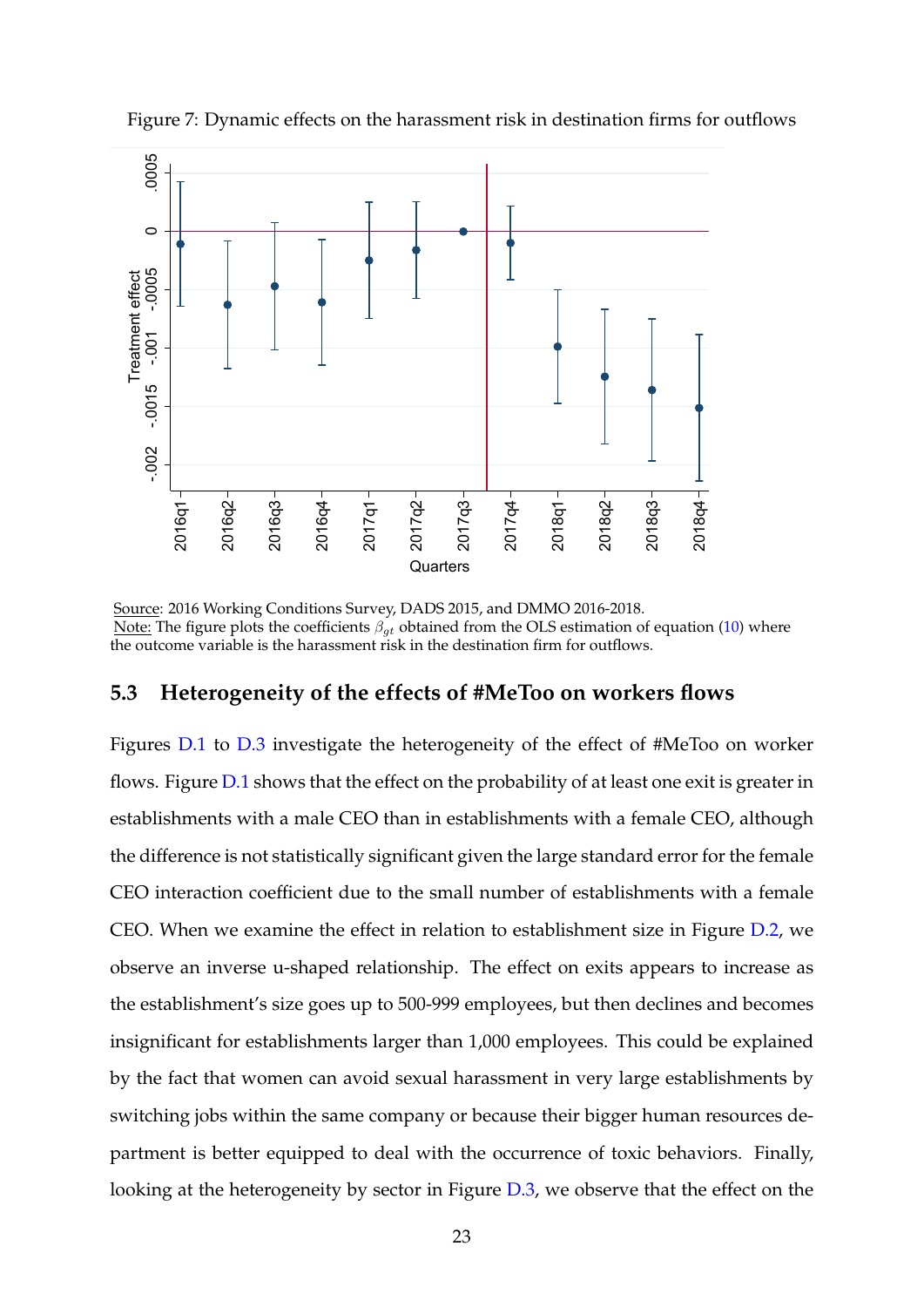Figure 7: Dynamic effects on the harassment risk in destination firms for outflows

Source: 2016 Working Conditions Survey, DADS 2015, and DMMO 2016-2018.
Note: The figure plots the coefficients $\beta_{gt}$ obtained from the OLS estimation of equation (10) where the outcome variable is the harassment risk in the destination firm for outflows.

### 5.3 Heterogeneity of the effects of #MeToo on workers flows

Figures D.1 to D.3 investigate the heterogeneity of the effect of #MeToo on worker flows. Figure D.1 shows that the effect on the probability of at least one exit is greater in establishments with a male CEO than in establishments with a female CEO, although the difference is not statistically significant given the large standard error for the female CEO interaction coefficient due to the small number of establishments with a female CEO. When we examine the effect in relation to establishment size in Figure D.2, we observe an inverse u-shaped relationship. The effect on exits appears to increase as the establishment's size goes up to 500-999 employees, but then declines and becomes insignificant for establishments larger than 1,000 employees. This could be explained by the fact that women can avoid sexual harassment in very large establishments by switching jobs within the same company or because their bigger human resources department is better equipped to deal with the occurrence of toxic behaviors. Finally, looking at the heterogeneity by sector in Figure D.3, we observe that the effect on the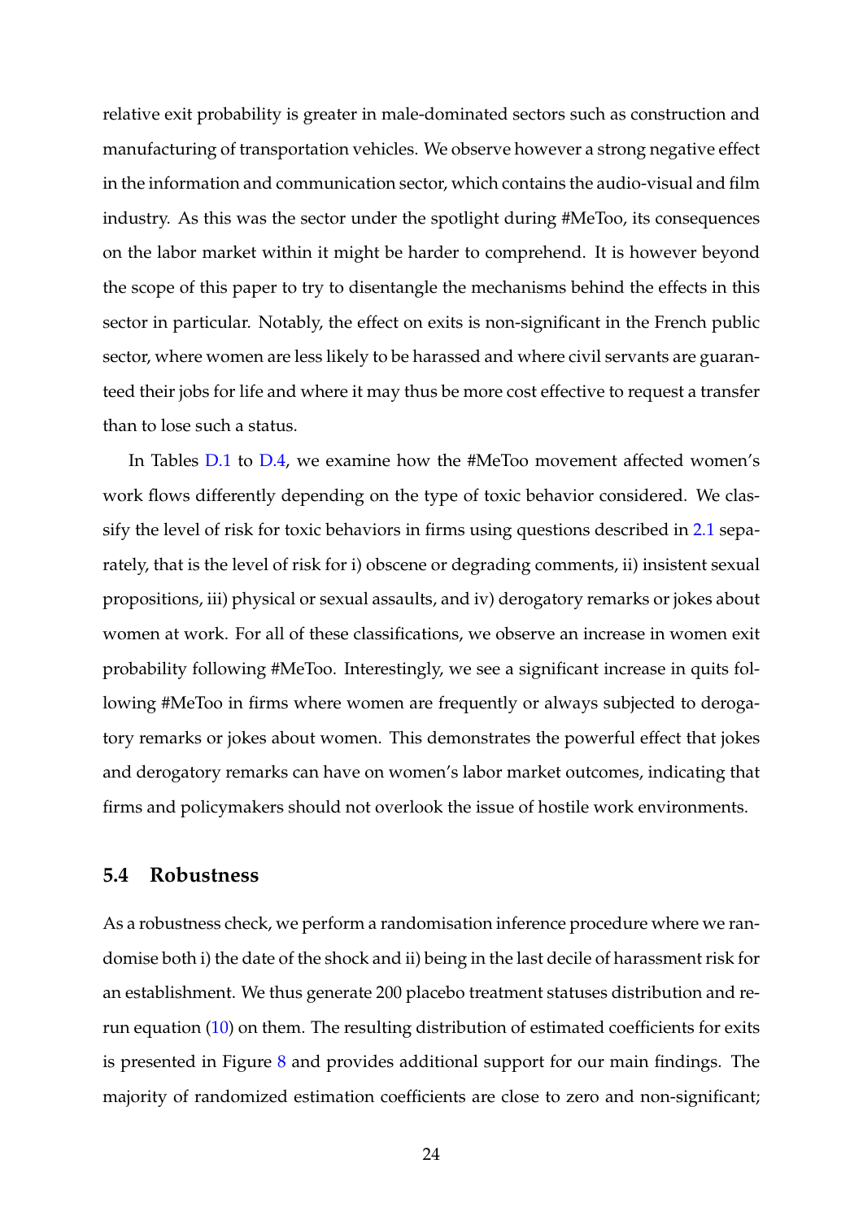relative exit probability is greater in male-dominated sectors such as construction and manufacturing of transportation vehicles. We observe however a strong negative effect in the information and communication sector, which contains the audio-visual and film industry. As this was the sector under the spotlight during #MeToo, its consequences on the labor market within it might be harder to comprehend. It is however beyond the scope of this paper to try to disentangle the mechanisms behind the effects in this sector in particular. Notably, the effect on exits is non-significant in the French public sector, where women are less likely to be harassed and where civil servants are guaranteed their jobs for life and where it may thus be more cost effective to request a transfer than to lose such a status.

In Tables D.1 to D.4, we examine how the #MeToo movement affected women's work flows differently depending on the type of toxic behavior considered. We classify the level of risk for toxic behaviors in firms using questions described in 2.1 separately, that is the level of risk for i) obscene or degrading comments, ii) insistent sexual propositions, iii) physical or sexual assaults, and iv) derogatory remarks or jokes about women at work. For all of these classifications, we observe an increase in women exit probability following #MeToo. Interestingly, we see a significant increase in quits following #MeToo in firms where women are frequently or always subjected to derogatory remarks or jokes about women. This demonstrates the powerful effect that jokes and derogatory remarks can have on women's labor market outcomes, indicating that firms and policymakers should not overlook the issue of hostile work environments.

### 5.4 Robustness

As a robustness check, we perform a randomisation inference procedure where we randomise both i) the date of the shock and ii) being in the last decile of harassment risk for an establishment. We thus generate 200 placebo treatment statuses distribution and rerun equation (10) on them. The resulting distribution of estimated coefficients for exits is presented in Figure 8 and provides additional support for our main findings. The majority of randomized estimation coefficients are close to zero and non-significant;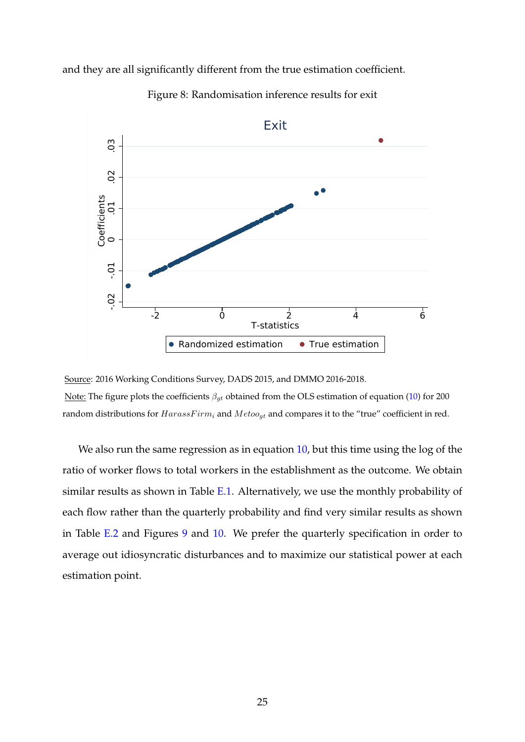and they are all significantly different from the true estimation coefficient.

Figure 8: Randomisation inference results for exit

Source: 2016 Working Conditions Survey, DADS 2015, and DMMO 2016-2018.

Note: The figure plots the coefficients $\beta_{gt}$ obtained from the OLS estimation of equation (10) for 200 random distributions for $HarassFirm_i$ and $Metoo_{gt}$ and compares it to the "true" coefficient in red.

We also run the same regression as in equation 10, but this time using the log of the ratio of worker flows to total workers in the establishment as the outcome. We obtain similar results as shown in Table E.1. Alternatively, we use the monthly probability of each flow rather than the quarterly probability and find very similar results as shown in Table E.2 and Figures 9 and 10. We prefer the quarterly specification in order to average out idiosyncratic disturbances and to maximize our statistical power at each estimation point.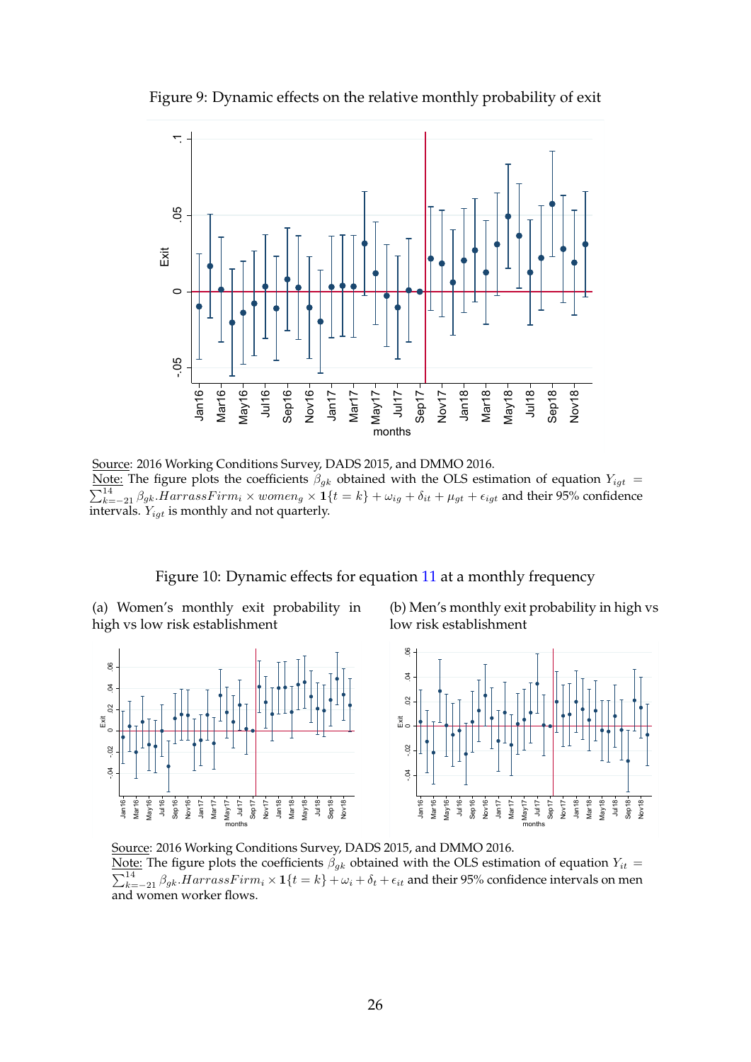Figure 9: Dynamic effects on the relative monthly probability of exit

Source: 2016 Working Conditions Survey, DADS 2015, and DMMO 2016.
Note: The figure plots the coefficients $\beta_{gk}$ obtained with the OLS estimation of equation $Y_{igt} = \sum_{k=-21}^{14} \beta_{gk}.HarrassFirm_i \times women_g \times \mathbf{1}\{t = k\} + \omega_{ig} + \delta_t + \mu_{gt} + \epsilon_{igt}$ and their 95% confidence intervals. $Y_{igt}$ is monthly and not quarterly.

Figure 10: Dynamic effects for equation 11 at a monthly frequency

(a) Women's monthly exit probability in high vs low risk establishment

(b) Men's monthly exit probability in high vs low risk establishment

Source: 2016 Working Conditions Survey, DADS 2015, and DMMO 2016.
Note: The figure plots the coefficients $\beta_{gk}$ obtained with the OLS estimation of equation $Y_{it} = \sum_{k=-21}^{14} \beta_{gk}.HarrassFirm_i \times \mathbf{1}\{t = k\} + \omega_i + \delta_t + \epsilon_{it}$ and their 95% confidence intervals on men and women worker flows.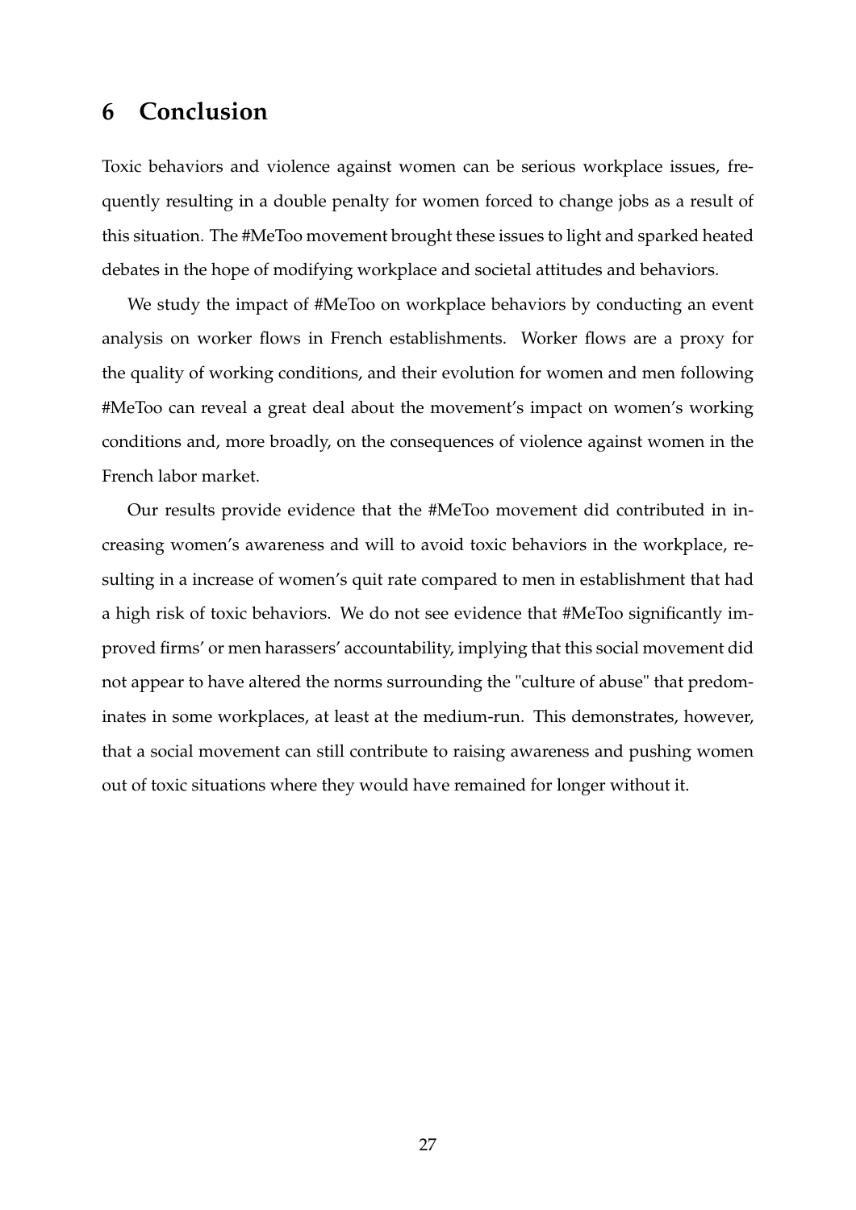# 6 Conclusion

Toxic behaviors and violence against women can be serious workplace issues, frequently resulting in a double penalty for women forced to change jobs as a result of this situation. The #MeToo movement brought these issues to light and sparked heated debates in the hope of modifying workplace and societal attitudes and behaviors.

We study the impact of #MeToo on workplace behaviors by conducting an event analysis on worker flows in French establishments. Worker flows are a proxy for the quality of working conditions, and their evolution for women and men following #MeToo can reveal a great deal about the movement's impact on women's working conditions and, more broadly, on the consequences of violence against women in the French labor market.

Our results provide evidence that the #MeToo movement did contributed in increasing women's awareness and will to avoid toxic behaviors in the workplace, resulting in a increase of women's quit rate compared to men in establishment that had a high risk of toxic behaviors. We do not see evidence that #MeToo significantly improved firms' or men harassers' accountability, implying that this social movement did not appear to have altered the norms surrounding the "culture of abuse" that predominates in some workplaces, at least at the medium-run. This demonstrates, however, that a social movement can still contribute to raising awareness and pushing women out of toxic situations where they would have remained for longer without it.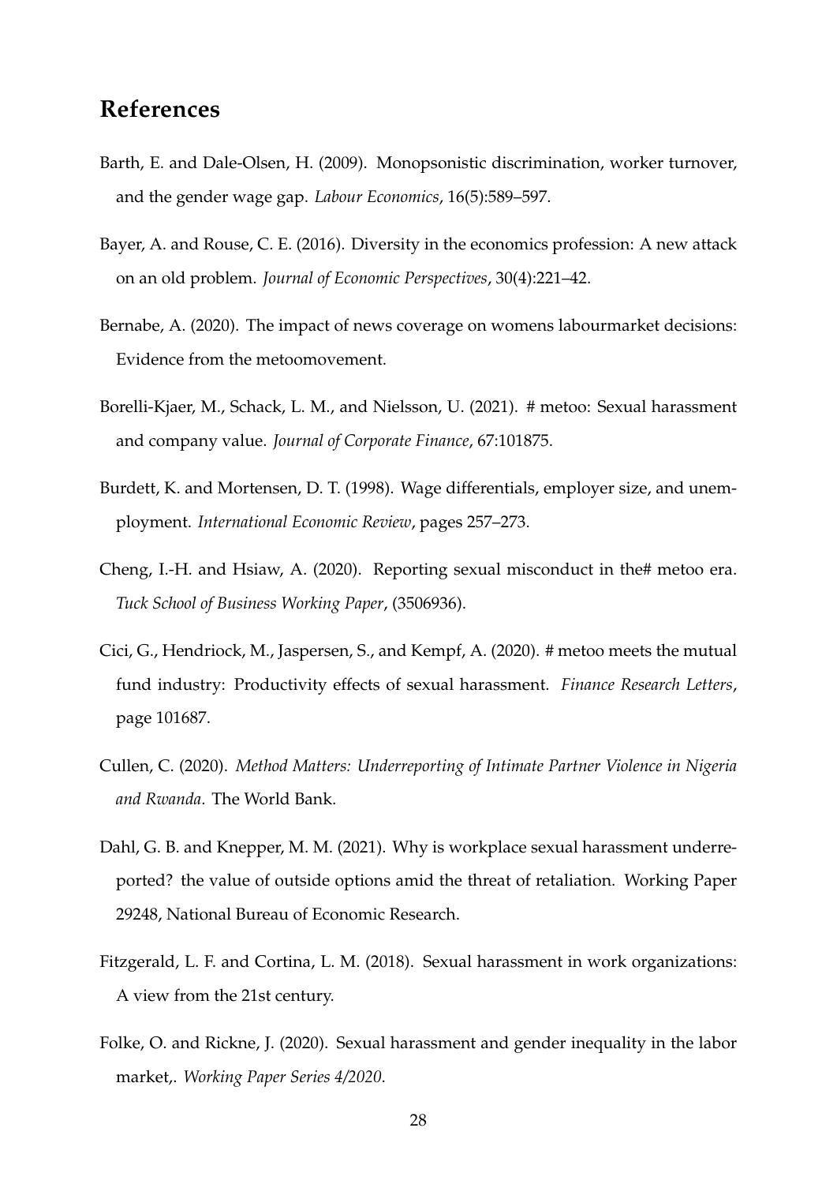## References

Barth, E. and Dale-Olsen, H. (2009). Monopsonistic discrimination, worker turnover, and the gender wage gap. *Labour Economics*, 16(5):589–597.

Bayer, A. and Rouse, C. E. (2016). Diversity in the economics profession: A new attack on an old problem. *Journal of Economic Perspectives*, 30(4):221–42.

Bernabe, A. (2020). The impact of news coverage on womens labourmarket decisions: Evidence from the metoomovement.

Borelli-Kjaer, M., Schack, L. M., and Nielsson, U. (2021). # metoo: Sexual harassment and company value. *Journal of Corporate Finance*, 67:101875.

Burdett, K. and Mortensen, D. T. (1998). Wage differentials, employer size, and unemployment. *International Economic Review*, pages 257–273.

Cheng, I.-H. and Hsiaw, A. (2020). Reporting sexual misconduct in the# metoo era. *Tuck School of Business Working Paper*, (3506936).

Cici, G., Hendriock, M., Jaspersen, S., and Kempf, A. (2020). # metoo meets the mutual fund industry: Productivity effects of sexual harassment. *Finance Research Letters*, page 101687.

Cullen, C. (2020). *Method Matters: Underreporting of Intimate Partner Violence in Nigeria and Rwanda*. The World Bank.

Dahl, G. B. and Knepper, M. M. (2021). Why is workplace sexual harassment underreported? the value of outside options amid the threat of retaliation. Working Paper 29248, National Bureau of Economic Research.

Fitzgerald, L. F. and Cortina, L. M. (2018). Sexual harassment in work organizations: A view from the 21st century.

Folke, O. and Rickne, J. (2020). Sexual harassment and gender inequality in the labor market,. *Working Paper Series 4/2020*.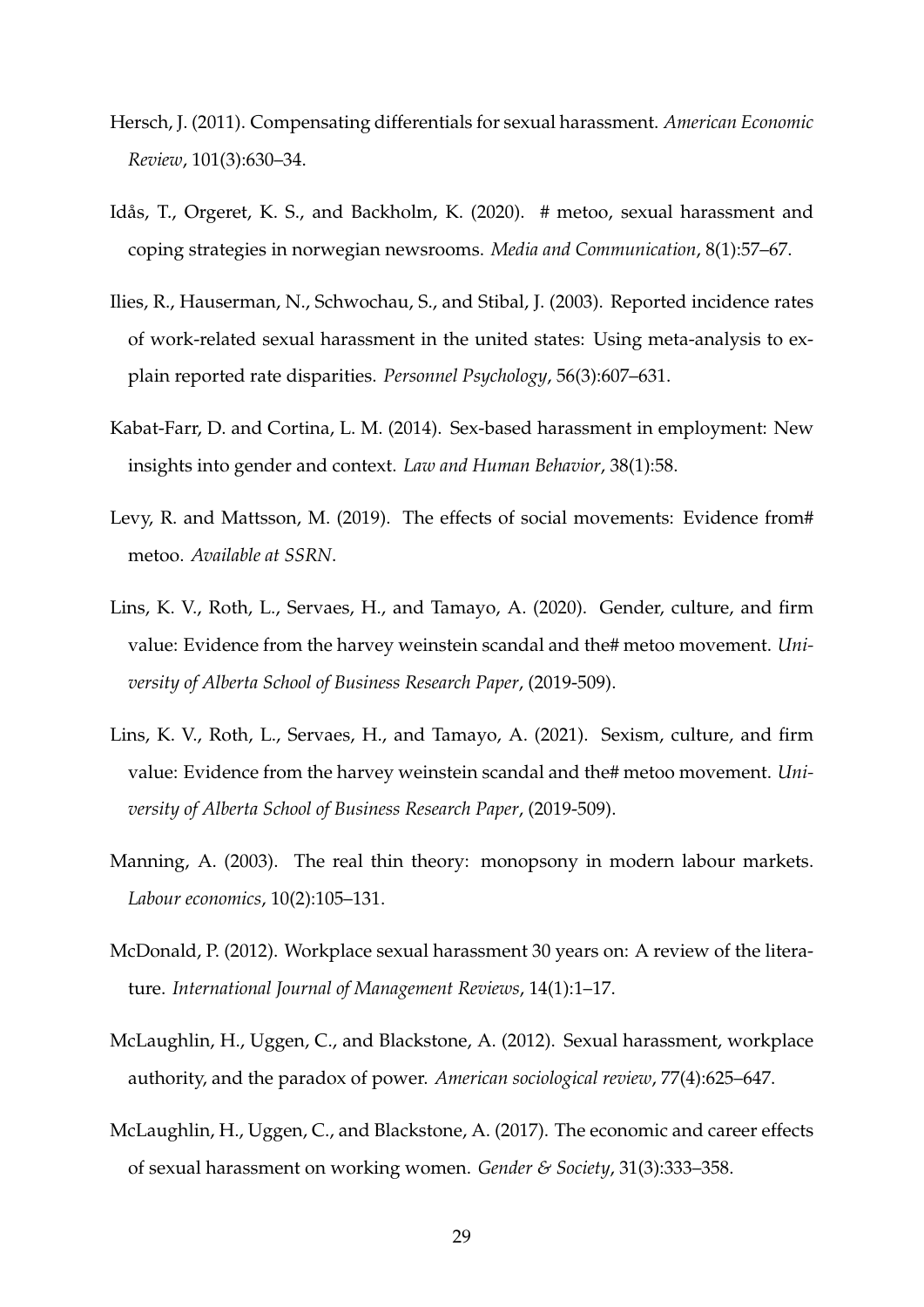Hersch, J. (2011). Compensating differentials for sexual harassment. *American Economic Review*, 101(3):630–34.

Idås, T., Orgeret, K. S., and Backholm, K. (2020). # metoo, sexual harassment and coping strategies in norwegian newsrooms. *Media and Communication*, 8(1):57–67.

Ilies, R., Hauserman, N., Schwochau, S., and Stibal, J. (2003). Reported incidence rates of work-related sexual harassment in the united states: Using meta-analysis to explain reported rate disparities. *Personnel Psychology*, 56(3):607–631.

Kabat-Farr, D. and Cortina, L. M. (2014). Sex-based harassment in employment: New insights into gender and context. *Law and Human Behavior*, 38(1):58.

Levy, R. and Mattsson, M. (2019). The effects of social movements: Evidence from# metoo. *Available at SSRN*.

Lins, K. V., Roth, L., Servaes, H., and Tamayo, A. (2020). Gender, culture, and firm value: Evidence from the harvey weinstein scandal and the# metoo movement. *University of Alberta School of Business Research Paper*, (2019-509).

Lins, K. V., Roth, L., Servaes, H., and Tamayo, A. (2021). Sexism, culture, and firm value: Evidence from the harvey weinstein scandal and the# metoo movement. *University of Alberta School of Business Research Paper*, (2019-509).

Manning, A. (2003). The real thin theory: monopsony in modern labour markets. *Labour economics*, 10(2):105–131.

McDonald, P. (2012). Workplace sexual harassment 30 years on: A review of the literature. *International Journal of Management Reviews*, 14(1):1–17.

McLaughlin, H., Uggen, C., and Blackstone, A. (2012). Sexual harassment, workplace authority, and the paradox of power. *American sociological review*, 77(4):625–647.

McLaughlin, H., Uggen, C., and Blackstone, A. (2017). The economic and career effects of sexual harassment on working women. *Gender & Society*, 31(3):333–358.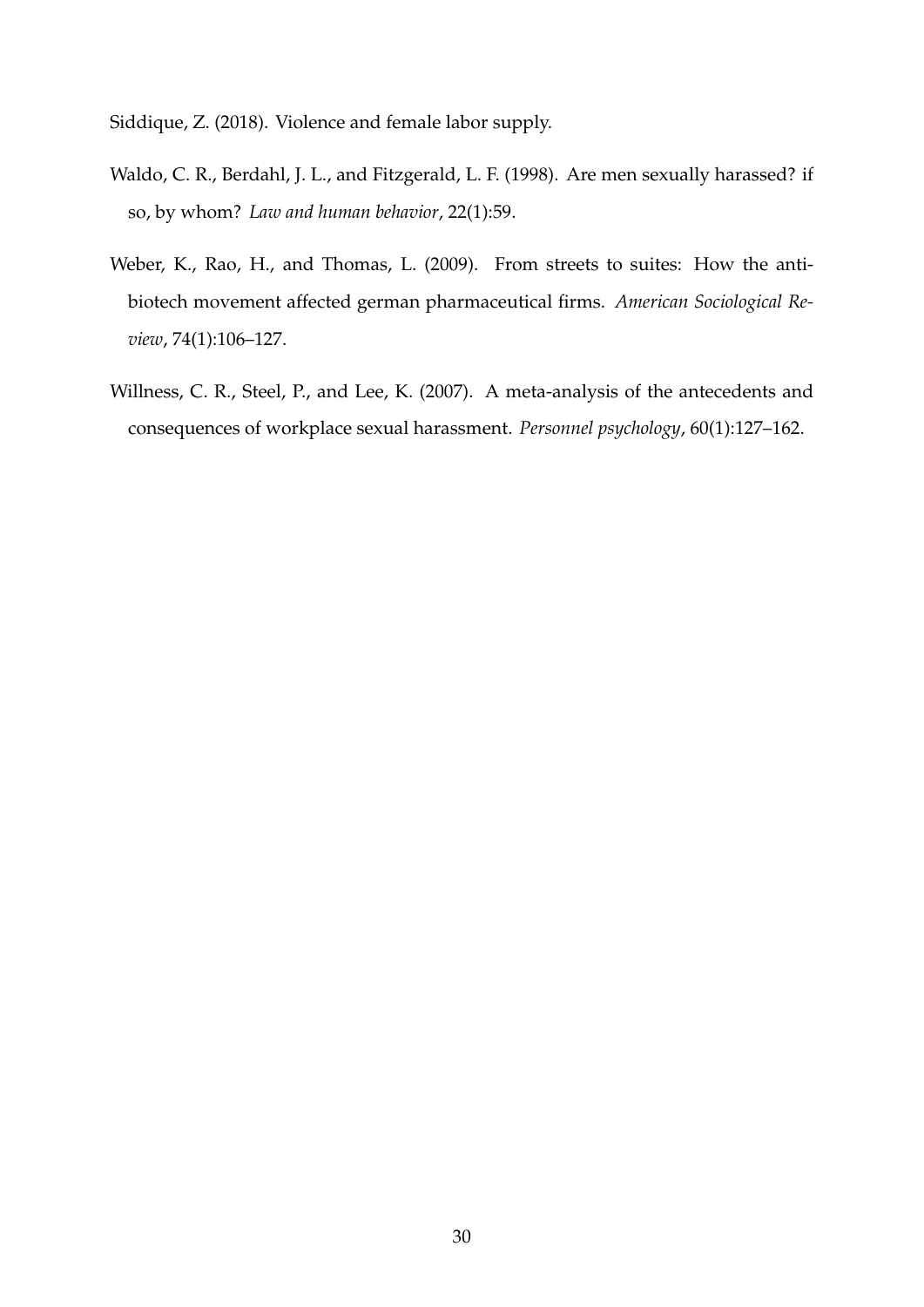Siddique, Z. (2018). Violence and female labor supply.

Waldo, C. R., Berdahl, J. L., and Fitzgerald, L. F. (1998). Are men sexually harassed? if so, by whom? *Law and human behavior*, 22(1):59.

Weber, K., Rao, H., and Thomas, L. (2009). From streets to suites: How the anti-biotech movement affected german pharmaceutical firms. *American Sociological Review*, 74(1):106–127.

Willness, C. R., Steel, P., and Lee, K. (2007). A meta-analysis of the antecedents and consequences of workplace sexual harassment. *Personnel psychology*, 60(1):127–162.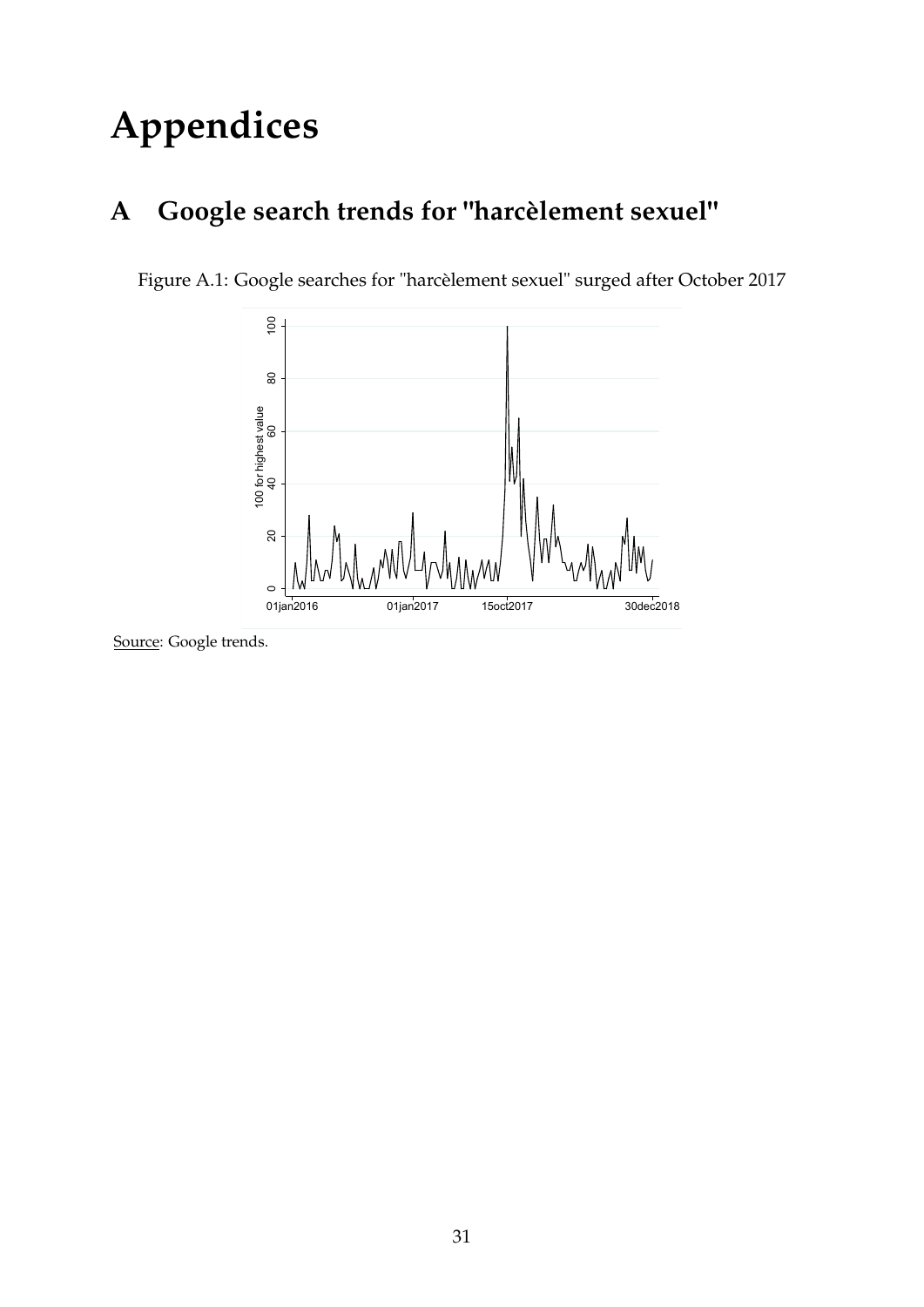# Appendices

## A Google search trends for "harcèlement sexuel"

Figure A.1: Google searches for "harcèlement sexuel" surged after October 2017

Source: Google trends.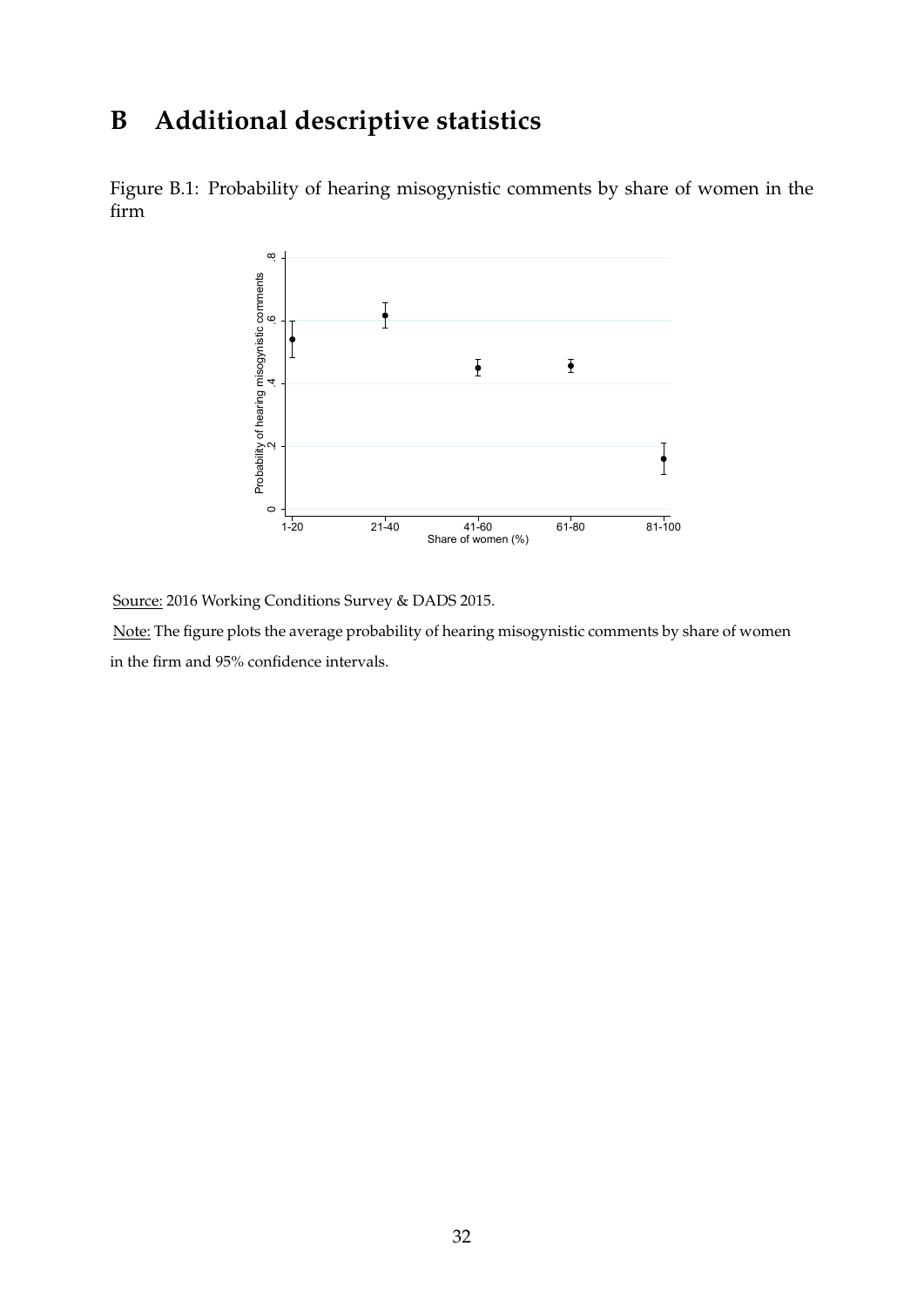# B Additional descriptive statistics

Figure B.1: Probability of hearing misogynistic comments by share of women in the firm

Source: 2016 Working Conditions Survey & DADS 2015.

Note: The figure plots the average probability of hearing misogynistic comments by share of women in the firm and 95% confidence intervals.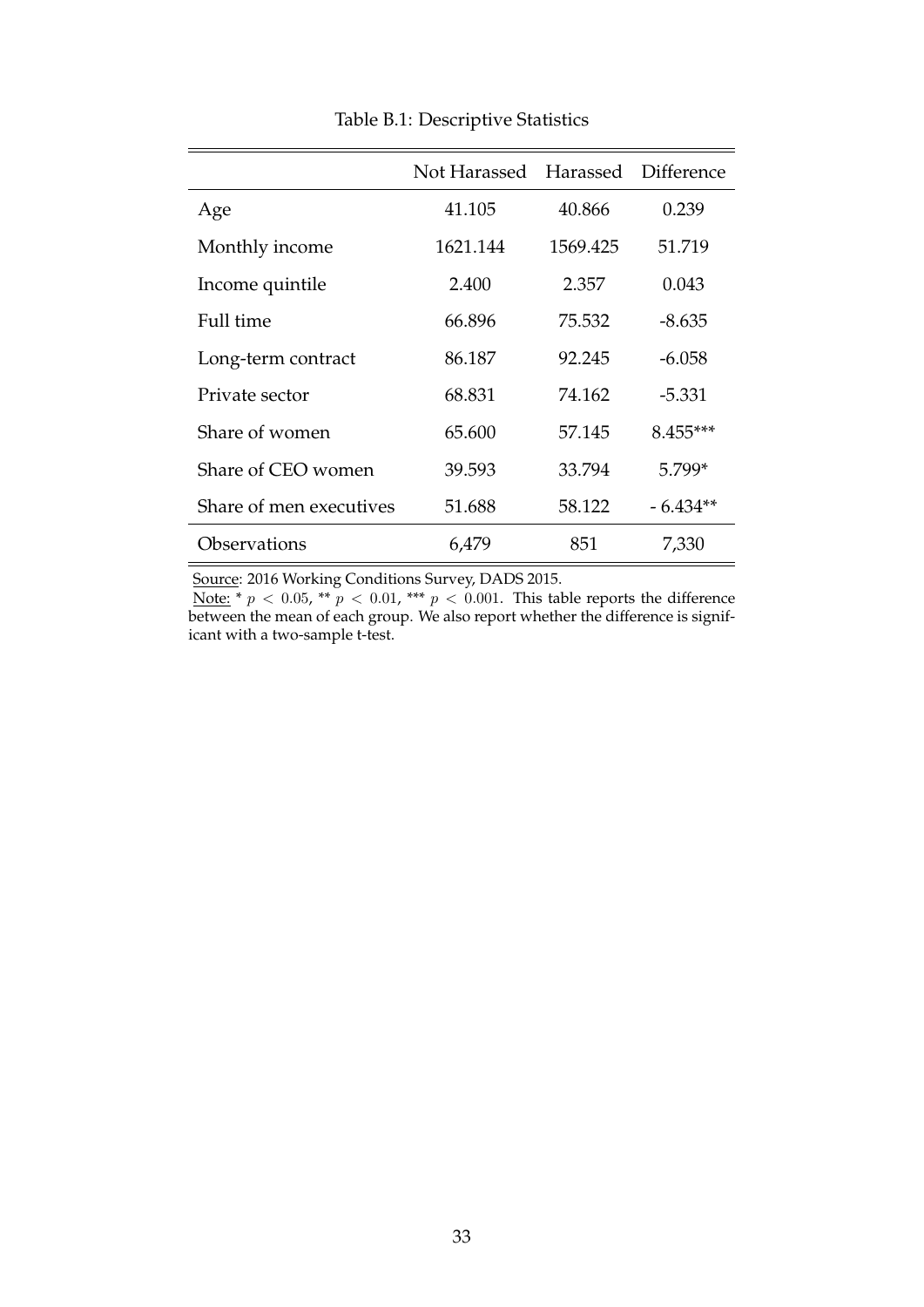Table B.1: Descriptive Statistics

| | Not Harassed | Harassed | Difference |
|---|---|---|---|
| Age | 41.105 | 40.866 | 0.239 |
| Monthly income | 1621.144 | 1569.425 | 51.719 |
| Income quintile | 2.400 | 2.357 | 0.043 |
| Full time | 66.896 | 75.532 | -8.635 |
| Long-term contract | 86.187 | 92.245 | -6.058 |
| Private sector | 68.831 | 74.162 | -5.331 |
| Share of women | 65.600 | 57.145 | 8.455*** |
| Share of CEO women | 39.593 | 33.794 | 5.799* |
| Share of men executives | 51.688 | 58.122 | - 6.434** |
| Observations | 6,479 | 851 | 7,330 |

Source: 2016 Working Conditions Survey, DADS 2015.

Note: * $p < 0.05$, ** $p < 0.01$, *** $p < 0.001$. This table reports the difference between the mean of each group. We also report whether the difference is significant with a two-sample t-test.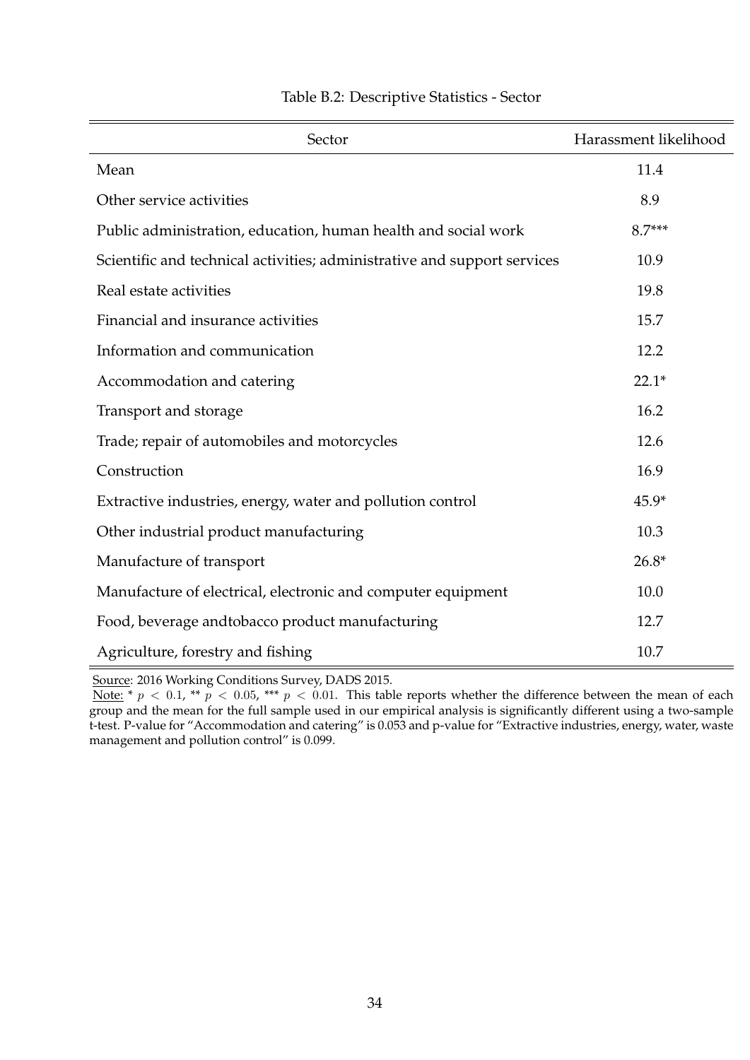Table B.2: Descriptive Statistics - Sector

| Sector | Harassment likelihood |
|---|---|
| Mean | 11.4 |
| Other service activities | 8.9 |
| Public administration, education, human health and social work | 8.7*** |
| Scientific and technical activities; administrative and support services | 10.9 |
| Real estate activities | 19.8 |
| Financial and insurance activities | 15.7 |
| Information and communication | 12.2 |
| Accommodation and catering | 22.1* |
| Transport and storage | 16.2 |
| Trade; repair of automobiles and motorcycles | 12.6 |
| Construction | 16.9 |
| Extractive industries, energy, water and pollution control | 45.9* |
| Other industrial product manufacturing | 10.3 |
| Manufacture of transport | 26.8* |
| Manufacture of electrical, electronic and computer equipment | 10.0 |
| Food, beverage andtobacco product manufacturing | 12.7 |
| Agriculture, forestry and fishing | 10.7 |

Source: 2016 Working Conditions Survey, DADS 2015.
Note: * $p < 0.1$, ** $p < 0.05$, *** $p < 0.01$. This table reports whether the difference between the mean of each group and the mean for the full sample used in our empirical analysis is significantly different using a two-sample t-test. P-value for "Accommodation and catering" is 0.053 and p-value for "Extractive industries, energy, water, waste management and pollution control" is 0.099.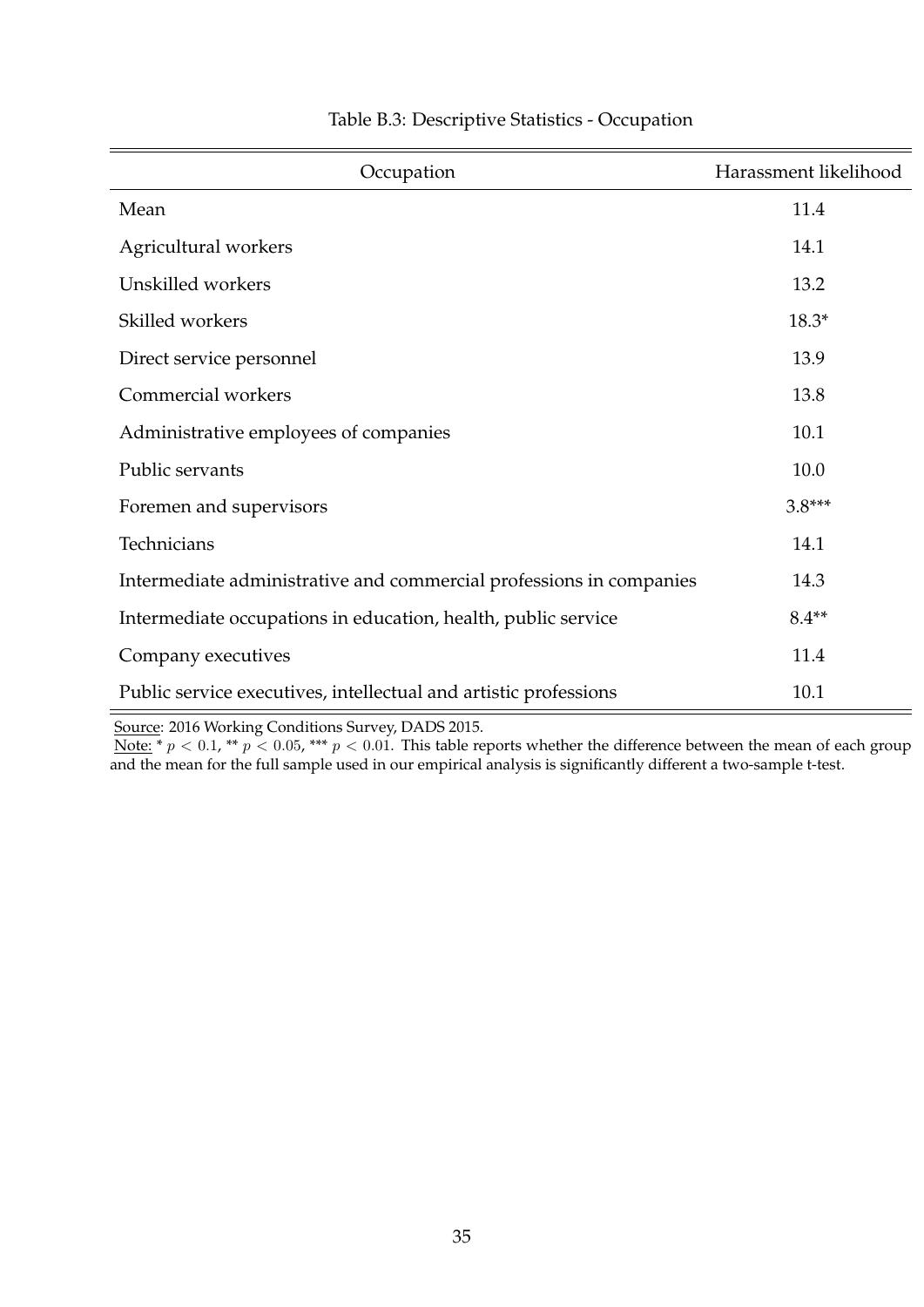Table B.3: Descriptive Statistics - Occupation

| Occupation | Harassment likelihood |
|---|---|
| Mean | 11.4 |
| Agricultural workers | 14.1 |
| Unskilled workers | 13.2 |
| Skilled workers | 18.3* |
| Direct service personnel | 13.9 |
| Commercial workers | 13.8 |
| Administrative employees of companies | 10.1 |
| Public servants | 10.0 |
| Foremen and supervisors | 3.8*** |
| Technicians | 14.1 |
| Intermediate administrative and commercial professions in companies | 14.3 |
| Intermediate occupations in education, health, public service | 8.4** |
| Company executives | 11.4 |
| Public service executives, intellectual and artistic professions | 10.1 |

Source: 2016 Working Conditions Survey, DADS 2015.
Note: * $p < 0.1$, ** $p < 0.05$, *** $p < 0.01$. This table reports whether the difference between the mean of each group and the mean for the full sample used in our empirical analysis is significantly different a two-sample t-test.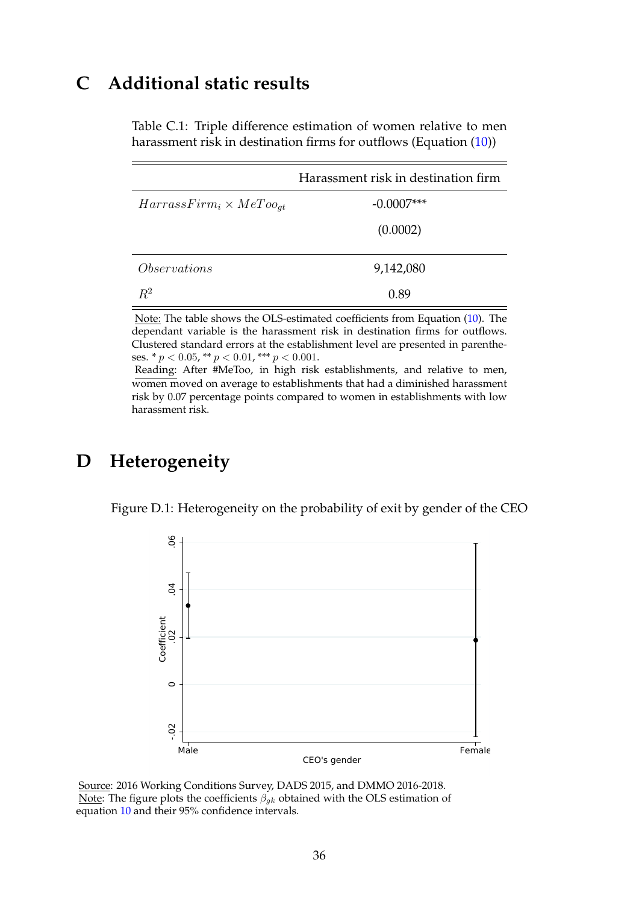# C Additional static results

Table C.1: Triple difference estimation of women relative to men harassment risk in destination firms for outflows (Equation (10))

| | Harassment risk in destination firm |
|---|---|
| $HarrassFirm_i \times MeToo_{gt}$ | -0.0007*** |
| | (0.0002) |
| *Observations* | 9,142,080 |
| $R^2$ | 0.89 |

Note: The table shows the OLS-estimated coefficients from Equation (10). The dependant variable is the harassment risk in destination firms for outflows. Clustered standard errors at the establishment level are presented in parentheses. * $p < 0.05$, ** $p < 0.01$, *** $p < 0.001$.
Reading: After #MeToo, in high risk establishments, and relative to men, women moved on average to establishments that had a diminished harassment risk by 0.07 percentage points compared to women in establishments with low harassment risk.

# D Heterogeneity

Figure D.1: Heterogeneity on the probability of exit by gender of the CEO

Source: 2016 Working Conditions Survey, DADS 2015, and DMMO 2016-2018.
Note: The figure plots the coefficients $\beta_{gk}$ obtained with the OLS estimation of equation 10 and their 95% confidence intervals.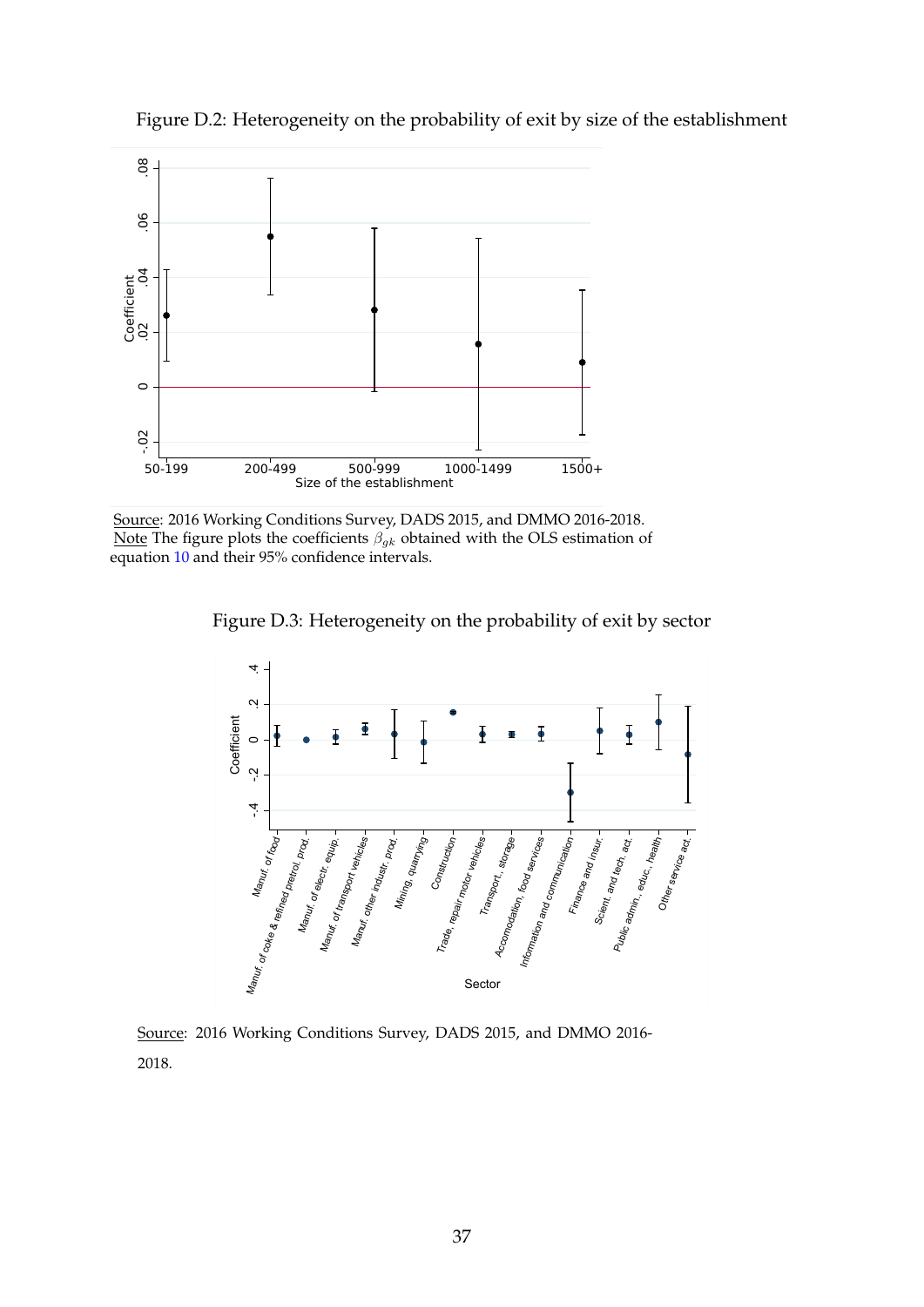Figure D.2: Heterogeneity on the probability of exit by size of the establishment

Source: 2016 Working Conditions Survey, DADS 2015, and DMMO 2016-2018.
Note The figure plots the coefficients $\beta_{gk}$ obtained with the OLS estimation of equation 10 and their 95% confidence intervals.

Figure D.3: Heterogeneity on the probability of exit by sector

Source: 2016 Working Conditions Survey, DADS 2015, and DMMO 2016-2018.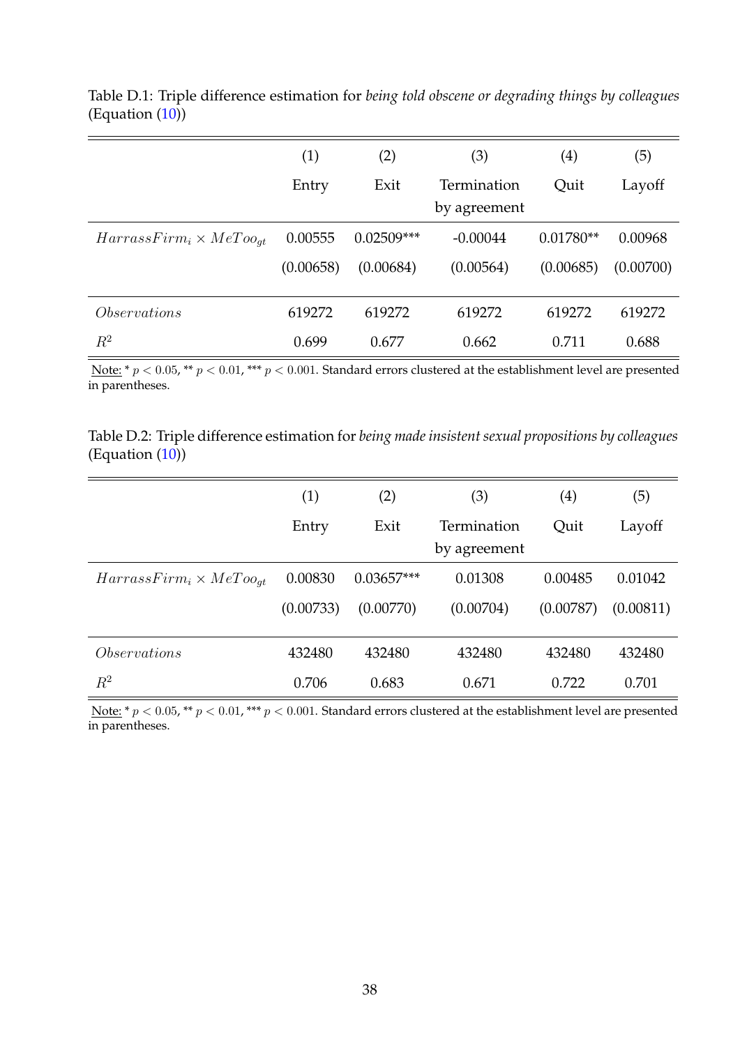Table D.1: Triple difference estimation for *being told obscene or degrading things by colleagues* (Equation (10))

| | (1) | (2) | (3) | (4) | (5) |
|---|---|---|---|---|---|
| | Entry | Exit | Termination by agreement | Quit | Layoff |
| $HarrassFirm_i \times MeToo_{gt}$ | 0.00555 | 0.02509*** | -0.00044 | 0.01780** | 0.00968 |
| | (0.00658) | (0.00684) | (0.00564) | (0.00685) | (0.00700) |
| $Observations$ | 619272 | 619272 | 619272 | 619272 | 619272 |
| $R^2$ | 0.699 | 0.677 | 0.662 | 0.711 | 0.688 |

Note: * $p < 0.05$, ** $p < 0.01$, *** $p < 0.001$. Standard errors clustered at the establishment level are presented in parentheses.

Table D.2: Triple difference estimation for *being made insistent sexual propositions by colleagues* (Equation (10))

| | (1) | (2) | (3) | (4) | (5) |
|---|---|---|---|---|---|
| | Entry | Exit | Termination by agreement | Quit | Layoff |
| $HarrassFirm_i \times MeToo_{gt}$ | 0.00830 | 0.03657*** | 0.01308 | 0.00485 | 0.01042 |
| | (0.00733) | (0.00770) | (0.00704) | (0.00787) | (0.00811) |
| $Observations$ | 432480 | 432480 | 432480 | 432480 | 432480 |
| $R^2$ | 0.706 | 0.683 | 0.671 | 0.722 | 0.701 |

Note: * $p < 0.05$, ** $p < 0.01$, *** $p < 0.001$. Standard errors clustered at the establishment level are presented in parentheses.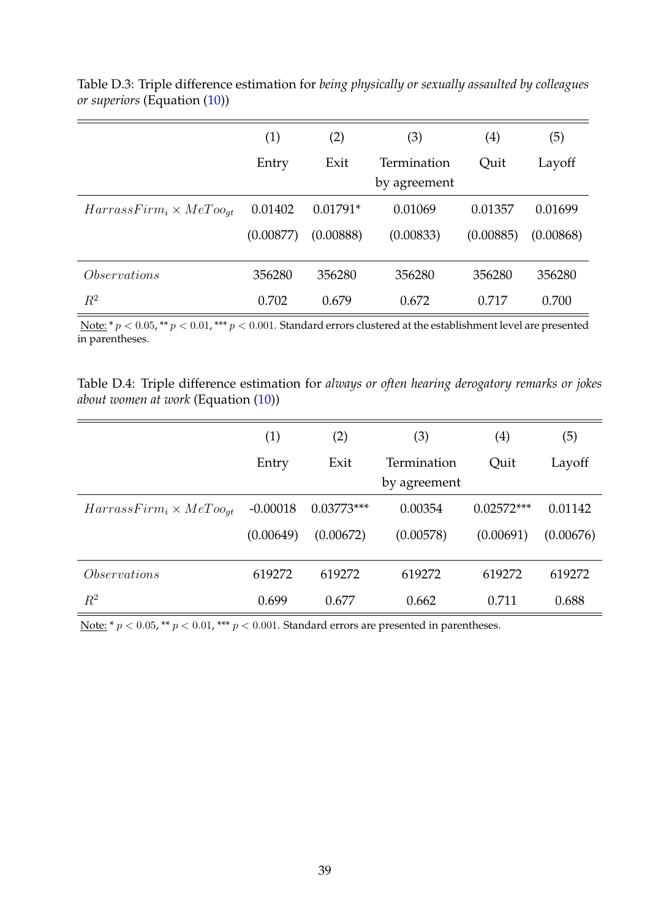Table D.3: Triple difference estimation for *being physically or sexually assaulted by colleagues or superiors* (Equation (10))

| | (1) | (2) | (3) | (4) | (5) |
|---|---|---|---|---|---|
| | Entry | Exit | Termination by agreement | Quit | Layoff |
| $HarrassFirm_i \times MeToo_{gt}$ | 0.01402 | 0.01791* | 0.01069 | 0.01357 | 0.01699 |
| | (0.00877) | (0.00888) | (0.00833) | (0.00885) | (0.00868) |
| $Observations$ | 356280 | 356280 | 356280 | 356280 | 356280 |
| $R^2$ | 0.702 | 0.679 | 0.672 | 0.717 | 0.700 |

Note: * $p < 0.05$, ** $p < 0.01$, *** $p < 0.001$. Standard errors clustered at the establishment level are presented in parentheses.

Table D.4: Triple difference estimation for *always or often hearing derogatory remarks or jokes about women at work* (Equation (10))

| | (1) | (2) | (3) | (4) | (5) |
|---|---|---|---|---|---|
| | Entry | Exit | Termination by agreement | Quit | Layoff |
| $HarrassFirm_i \times MeToo_{gt}$ | -0.00018 | 0.03773*** | 0.00354 | 0.02572*** | 0.01142 |
| | (0.00649) | (0.00672) | (0.00578) | (0.00691) | (0.00676) |
| $Observations$ | 619272 | 619272 | 619272 | 619272 | 619272 |
| $R^2$ | 0.699 | 0.677 | 0.662 | 0.711 | 0.688 |

Note: * $p < 0.05$, ** $p < 0.01$, *** $p < 0.001$. Standard errors are presented in parentheses.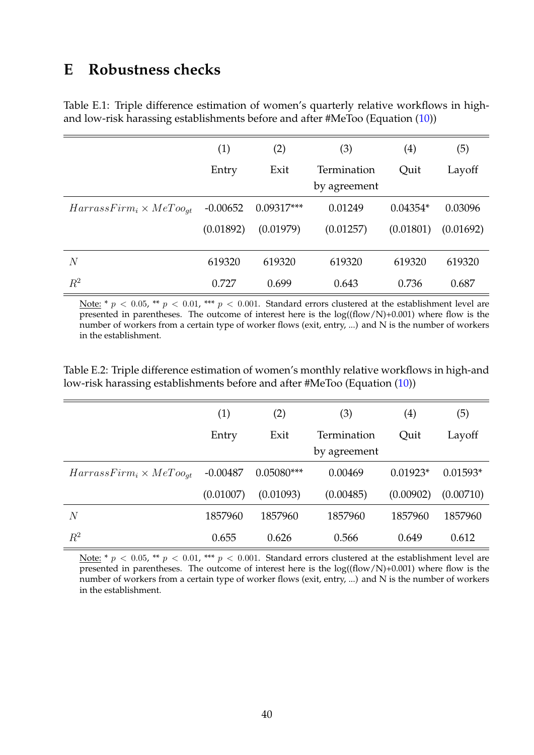# E Robustness checks

Table E.1: Triple difference estimation of women's quarterly relative workflows in high- and low-risk harassing establishments before and after #MeToo (Equation (10))

| | (1) | (2) | (3) | (4) | (5) |
|---|---|---|---|---|---|
| | Entry | Exit | Termination by agreement | Quit | Layoff |
| $HarrassFirm_i \times MeToo_{gt}$ | -0.00652 | 0.09317*** | 0.01249 | 0.04354* | 0.03096 |
| | (0.01892) | (0.01979) | (0.01257) | (0.01801) | (0.01692) |
| $N$ | 619320 | 619320 | 619320 | 619320 | 619320 |
| $R^2$ | 0.727 | 0.699 | 0.643 | 0.736 | 0.687 |

Note: * $p < 0.05$, ** $p < 0.01$, *** $p < 0.001$. Standard errors clustered at the establishment level are presented in parentheses. The outcome of interest here is the log((flow/N)+0.001) where flow is the number of workers from a certain type of worker flows (exit, entry, ...) and N is the number of workers in the establishment.

Table E.2: Triple difference estimation of women's monthly relative workflows in high-and low-risk harassing establishments before and after #MeToo (Equation (10))

| | (1) | (2) | (3) | (4) | (5) |
|---|---|---|---|---|---|
| | Entry | Exit | Termination by agreement | Quit | Layoff |
| $HarrassFirm_i \times MeToo_{gt}$ | -0.00487 | 0.05080*** | 0.00469 | 0.01923* | 0.01593* |
| | (0.01007) | (0.01093) | (0.00485) | (0.00902) | (0.00710) |
| $N$ | 1857960 | 1857960 | 1857960 | 1857960 | 1857960 |
| $R^2$ | 0.655 | 0.626 | 0.566 | 0.649 | 0.612 |

Note: * $p < 0.05$, ** $p < 0.01$, *** $p < 0.001$. Standard errors clustered at the establishment level are presented in parentheses. The outcome of interest here is the log((flow/N)+0.001) where flow is the number of workers from a certain type of worker flows (exit, entry, ...) and N is the number of workers in the establishment.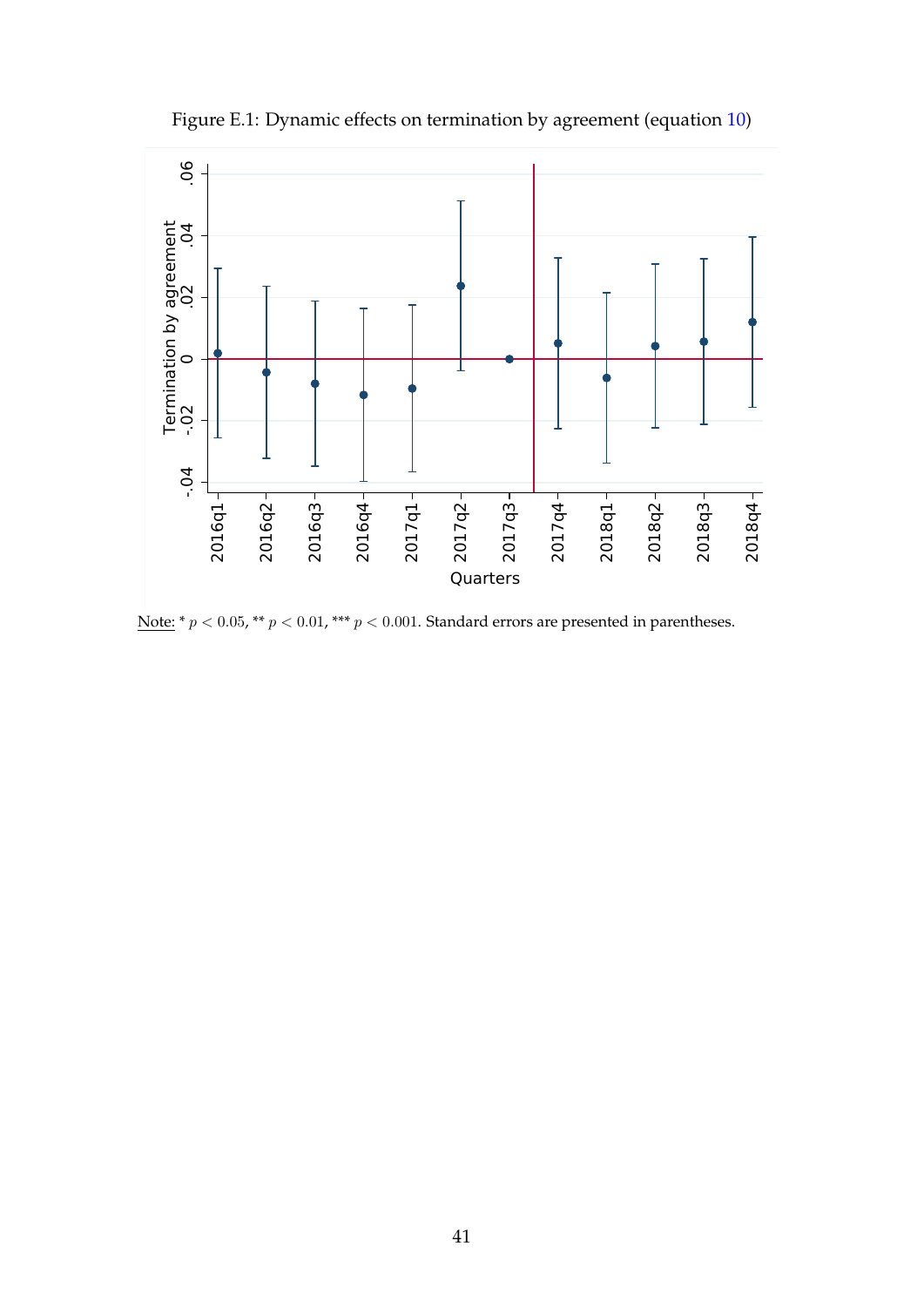Figure E.1: Dynamic effects on termination by agreement (equation 10)

Termination by agreement

.06
.04
.02
0
-.02
-.04

2016q1
2016q2
2016q3
2016q4
2017q1
2017q2
2017q3
2017q4
2018q1
2018q2
2018q3
2018q4

Quarters

Note: * $p < 0.05$, ** $p < 0.01$, *** $p < 0.001$. Standard errors are presented in parentheses.